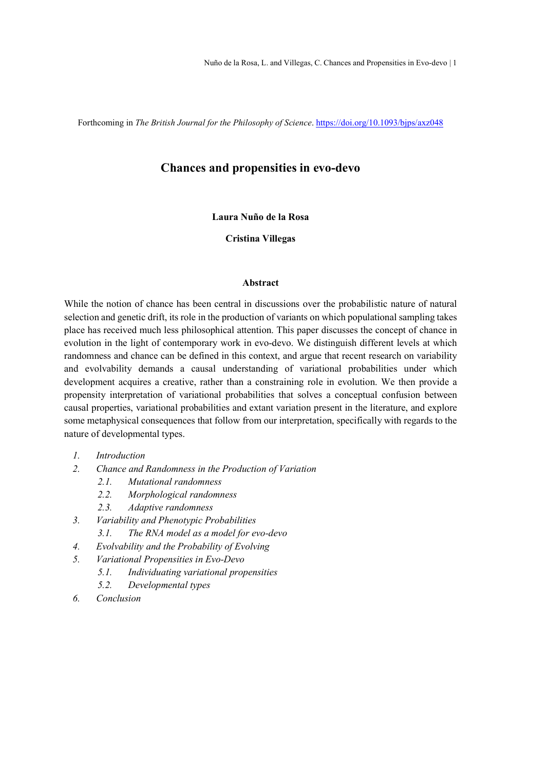Forthcoming in *The British Journal for the Philosophy of Science*. https://doi.org/10.1093/bjps/axz048

# Chances and propensities in evo-devo

**Laura Nuño de la Rosa**

**Cristina Villegas**

### Abstract

While the notion of chance has been central in discussions over the probabilistic nature of natural selection and genetic drift, its role in the production of variants on which populational sampling takes place has received much less philosophical attention. This paper discusses the concept of chance in evolution in the light of contemporary work in evo-devo. We distinguish different levels at which randomness and chance can be defined in this context, and argue that recent research on variability and evolvability demands a causal understanding of variational probabilities under which development acquires a creative, rather than a constraining role in evolution. We then provide a propensity interpretation of variational probabilities that solves a conceptual confusion between causal properties, variational probabilities and extant variation present in the literature, and explore some metaphysical consequences that follow from our interpretation, specifically with regards to the nature of developmental types.

1. *Introduction*
2. *Chance and Randomness in the Production of Variation*
    - 2.1. *Mutational randomness*
    - 2.2. *Morphological randomness*
    - 2.3. *Adaptive randomness*
3. *Variability and Phenotypic Probabilities*
    - 3.1. *The RNA model as a model for evo-devo*
4. *Evolvability and the Probability of Evolving*
5. *Variational Propensities in Evo-Devo*
    - 5.1. *Individuating variational propensities*
    - 5.2. *Developmental types*
6. *Conclusion*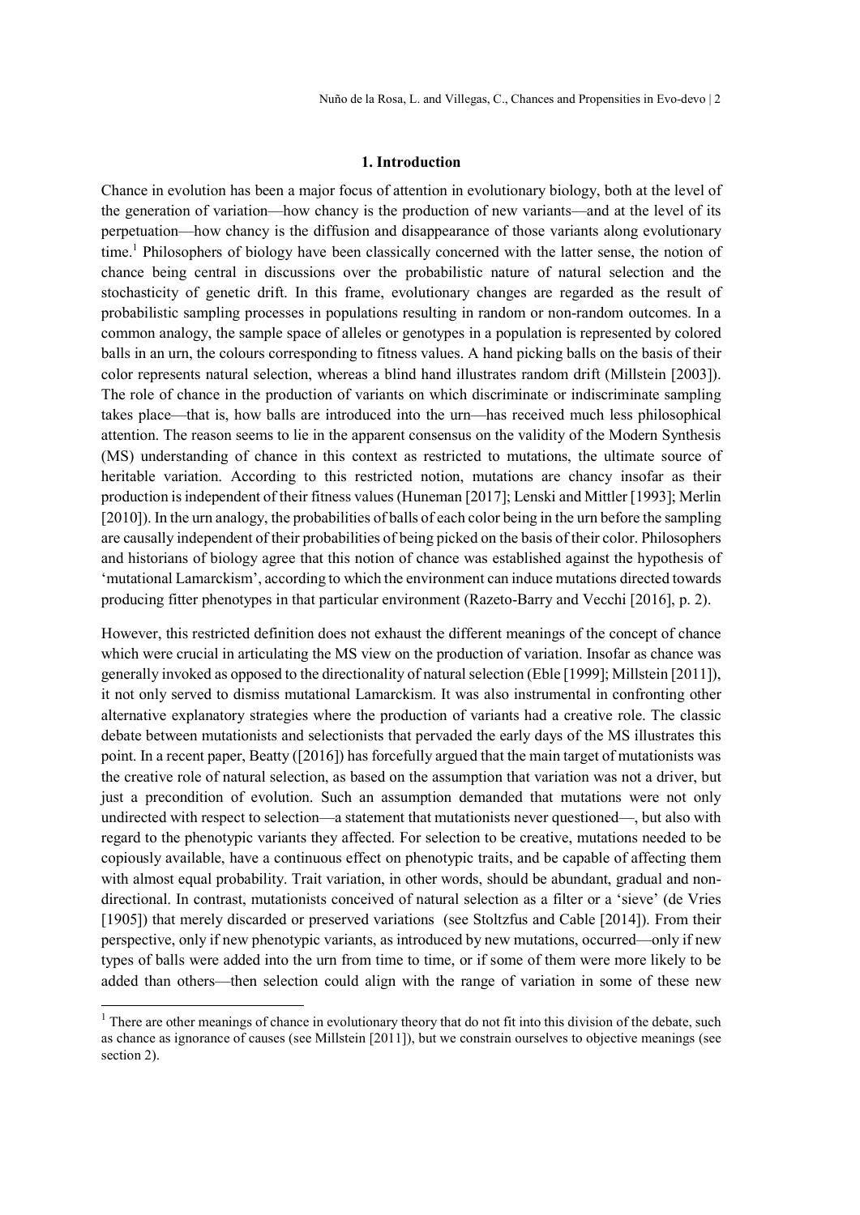## 1. Introduction

Chance in evolution has been a major focus of attention in evolutionary biology, both at the level of the generation of variation—how chancy is the production of new variants—and at the level of its perpetuation—how chancy is the diffusion and disappearance of those variants along evolutionary time.[1] Philosophers of biology have been classically concerned with the latter sense, the notion of chance being central in discussions over the probabilistic nature of natural selection and the stochasticity of genetic drift. In this frame, evolutionary changes are regarded as the result of probabilistic sampling processes in populations resulting in random or non-random outcomes. In a common analogy, the sample space of alleles or genotypes in a population is represented by colored balls in an urn, the colours corresponding to fitness values. A hand picking balls on the basis of their color represents natural selection, whereas a blind hand illustrates random drift (Millstein [2003]). The role of chance in the production of variants on which discriminate or indiscriminate sampling takes place—that is, how balls are introduced into the urn—has received much less philosophical attention. The reason seems to lie in the apparent consensus on the validity of the Modern Synthesis (MS) understanding of chance in this context as restricted to mutations, the ultimate source of heritable variation. According to this restricted notion, mutations are chancy insofar as their production is independent of their fitness values (Huneman [2017]; Lenski and Mittler [1993]; Merlin [2010]). In the urn analogy, the probabilities of balls of each color being in the urn before the sampling are causally independent of their probabilities of being picked on the basis of their color. Philosophers and historians of biology agree that this notion of chance was established against the hypothesis of 'mutational Lamarckism', according to which the environment can induce mutations directed towards producing fitter phenotypes in that particular environment (Razeto-Barry and Vecchi [2016], p. 2).

However, this restricted definition does not exhaust the different meanings of the concept of chance which were crucial in articulating the MS view on the production of variation. Insofar as chance was generally invoked as opposed to the directionality of natural selection (Eble [1999]; Millstein [2011]), it not only served to dismiss mutational Lamarckism. It was also instrumental in confronting other alternative explanatory strategies where the production of variants had a creative role. The classic debate between mutationists and selectionists that pervaded the early days of the MS illustrates this point. In a recent paper, Beatty ([2016]) has forcefully argued that the main target of mutationists was the creative role of natural selection, as based on the assumption that variation was not a driver, but just a precondition of evolution. Such an assumption demanded that mutations were not only undirected with respect to selection—a statement that mutationists never questioned—, but also with regard to the phenotypic variants they affected. For selection to be creative, mutations needed to be copiously available, have a continuous effect on phenotypic traits, and be capable of affecting them with almost equal probability. Trait variation, in other words, should be abundant, gradual and non-directional. In contrast, mutationists conceived of natural selection as a filter or a 'sieve' (de Vries [1905]) that merely discarded or preserved variations (see Stoltzfus and Cable [2014]). From their perspective, only if new phenotypic variants, as introduced by new mutations, occurred—only if new types of balls were added into the urn from time to time, or if some of them were more likely to be added than others—then selection could align with the range of variation in some of these new

[1] There are other meanings of chance in evolutionary theory that do not fit into this division of the debate, such as chance as ignorance of causes (see Millstein [2011]), but we constrain ourselves to objective meanings (see section 2).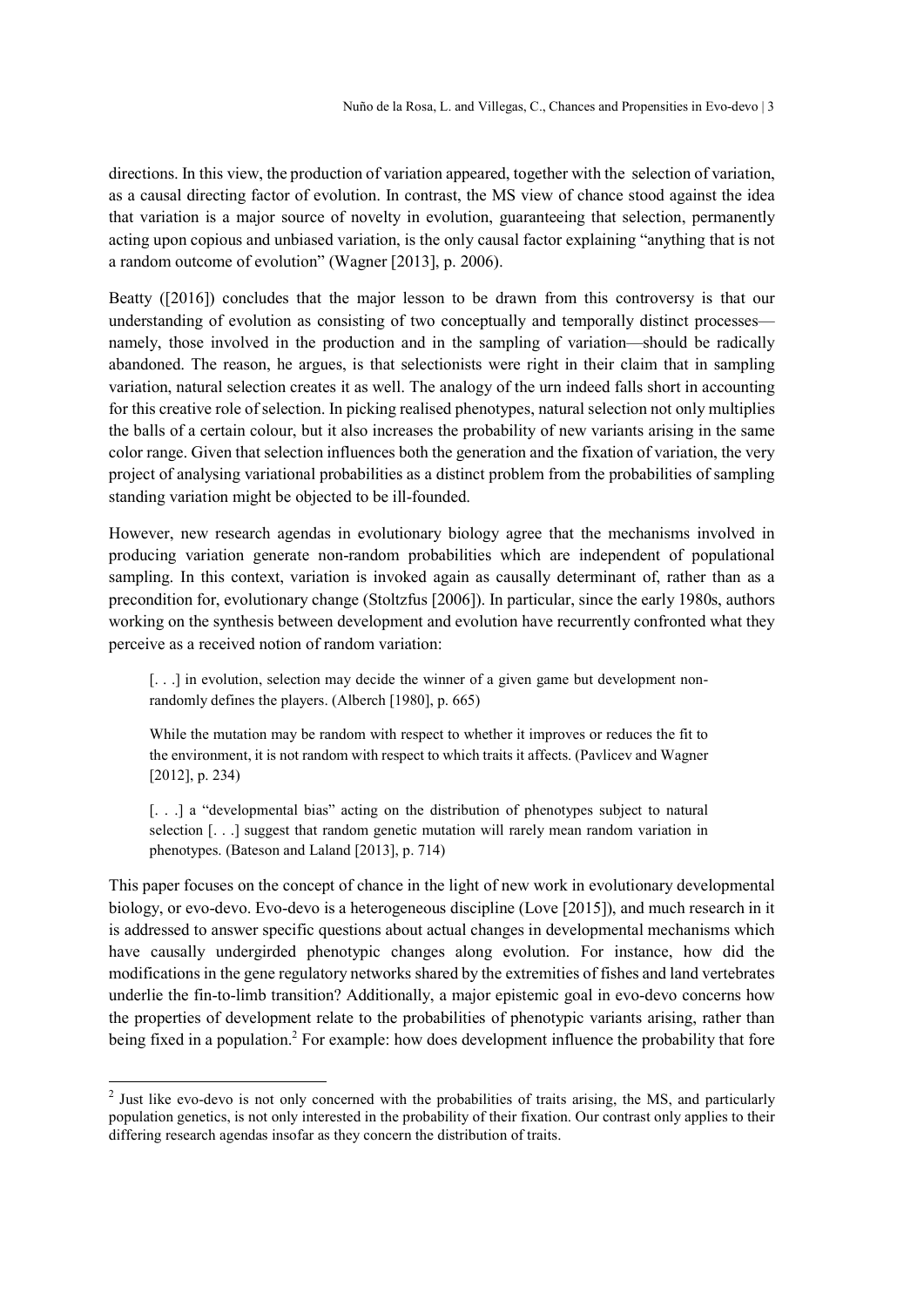directions. In this view, the production of variation appeared, together with the selection of variation, as a causal directing factor of evolution. In contrast, the MS view of chance stood against the idea that variation is a major source of novelty in evolution, guaranteeing that selection, permanently acting upon copious and unbiased variation, is the only causal factor explaining "anything that is not a random outcome of evolution" (Wagner [2013], p. 2006).

Beatty ([2016]) concludes that the major lesson to be drawn from this controversy is that our understanding of evolution as consisting of two conceptually and temporally distinct processes—namely, those involved in the production and in the sampling of variation—should be radically abandoned. The reason, he argues, is that selectionists were right in their claim that in sampling variation, natural selection creates it as well. The analogy of the urn indeed falls short in accounting for this creative role of selection. In picking realised phenotypes, natural selection not only multiplies the balls of a certain colour, but it also increases the probability of new variants arising in the same color range. Given that selection influences both the generation and the fixation of variation, the very project of analysing variational probabilities as a distinct problem from the probabilities of sampling standing variation might be objected to be ill-founded.

However, new research agendas in evolutionary biology agree that the mechanisms involved in producing variation generate non-random probabilities which are independent of populational sampling. In this context, variation is invoked again as causally determinant of, rather than as a precondition for, evolutionary change (Stoltzfus [2006]). In particular, since the early 1980s, authors working on the synthesis between development and evolution have recurrently confronted what they perceive as a received notion of random variation:

> [. . .] in evolution, selection may decide the winner of a given game but development non-randomly defines the players. (Alberch [1980], p. 665)

> While the mutation may be random with respect to whether it improves or reduces the fit to the environment, it is not random with respect to which traits it affects. (Pavlicev and Wagner [2012], p. 234)

> [. . .] a "developmental bias" acting on the distribution of phenotypes subject to natural selection [. . .] suggest that random genetic mutation will rarely mean random variation in phenotypes. (Bateson and Laland [2013], p. 714)

This paper focuses on the concept of chance in the light of new work in evolutionary developmental biology, or evo-devo. Evo-devo is a heterogeneous discipline (Love [2015]), and much research in it is addressed to answer specific questions about actual changes in developmental mechanisms which have causally undergirded phenotypic changes along evolution. For instance, how did the modifications in the gene regulatory networks shared by the extremities of fishes and land vertebrates underlie the fin-to-limb transition? Additionally, a major epistemic goal in evo-devo concerns how the properties of development relate to the probabilities of phenotypic variants arising, rather than being fixed in a population.[2] For example: how does development influence the probability that fore

[2] Just like evo-devo is not only concerned with the probabilities of traits arising, the MS, and particularly population genetics, is not only interested in the probability of their fixation. Our contrast only applies to their differing research agendas insofar as they concern the distribution of traits.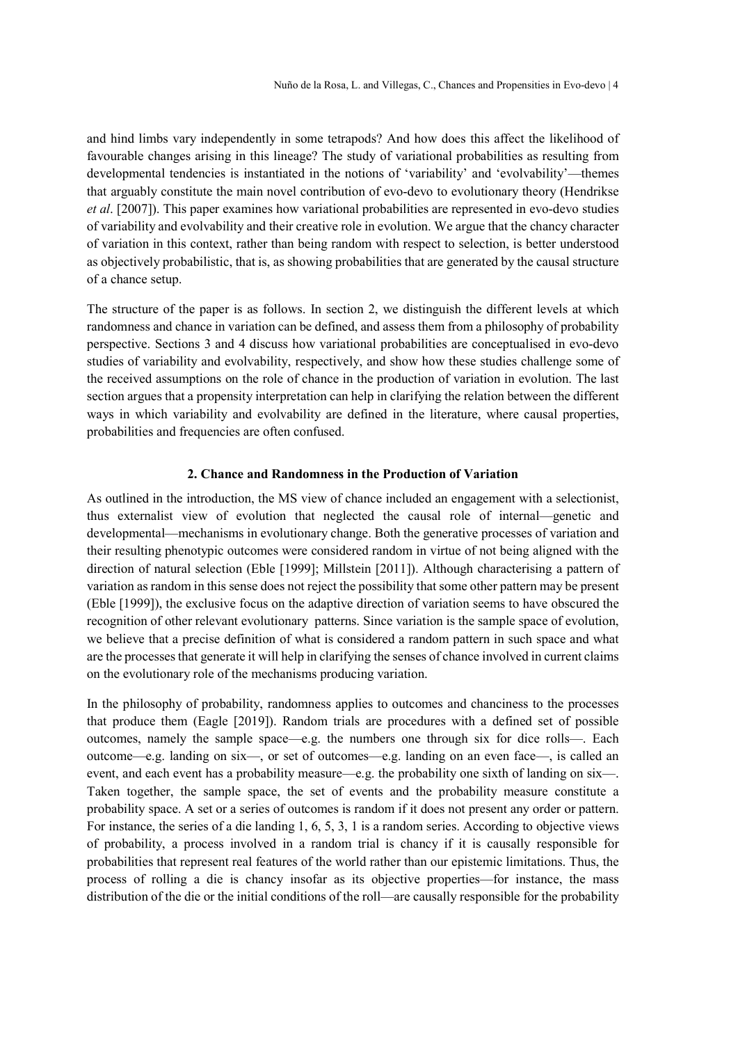and hind limbs vary independently in some tetrapods? And how does this affect the likelihood of favourable changes arising in this lineage? The study of variational probabilities as resulting from developmental tendencies is instantiated in the notions of 'variability' and 'evolvability'—themes that arguably constitute the main novel contribution of evo-devo to evolutionary theory (Hendrikse *et al*. [2007]). This paper examines how variational probabilities are represented in evo-devo studies of variability and evolvability and their creative role in evolution. We argue that the chancy character of variation in this context, rather than being random with respect to selection, is better understood as objectively probabilistic, that is, as showing probabilities that are generated by the causal structure of a chance setup.

The structure of the paper is as follows. In section 2, we distinguish the different levels at which randomness and chance in variation can be defined, and assess them from a philosophy of probability perspective. Sections 3 and 4 discuss how variational probabilities are conceptualised in evo-devo studies of variability and evolvability, respectively, and show how these studies challenge some of the received assumptions on the role of chance in the production of variation in evolution. The last section argues that a propensity interpretation can help in clarifying the relation between the different ways in which variability and evolvability are defined in the literature, where causal properties, probabilities and frequencies are often confused.

## 2. Chance and Randomness in the Production of Variation

As outlined in the introduction, the MS view of chance included an engagement with a selectionist, thus externalist view of evolution that neglected the causal role of internal—genetic and developmental—mechanisms in evolutionary change. Both the generative processes of variation and their resulting phenotypic outcomes were considered random in virtue of not being aligned with the direction of natural selection (Eble [1999]; Millstein [2011]). Although characterising a pattern of variation as random in this sense does not reject the possibility that some other pattern may be present (Eble [1999]), the exclusive focus on the adaptive direction of variation seems to have obscured the recognition of other relevant evolutionary patterns. Since variation is the sample space of evolution, we believe that a precise definition of what is considered a random pattern in such space and what are the processes that generate it will help in clarifying the senses of chance involved in current claims on the evolutionary role of the mechanisms producing variation.

In the philosophy of probability, randomness applies to outcomes and chanciness to the processes that produce them (Eagle [2019]). Random trials are procedures with a defined set of possible outcomes, namely the sample space—e.g. the numbers one through six for dice rolls—. Each outcome—e.g. landing on six—, or set of outcomes—e.g. landing on an even face—, is called an event, and each event has a probability measure—e.g. the probability one sixth of landing on six—. Taken together, the sample space, the set of events and the probability measure constitute a probability space. A set or a series of outcomes is random if it does not present any order or pattern. For instance, the series of a die landing 1, 6, 5, 3, 1 is a random series. According to objective views of probability, a process involved in a random trial is chancy if it is causally responsible for probabilities that represent real features of the world rather than our epistemic limitations. Thus, the process of rolling a die is chancy insofar as its objective properties—for instance, the mass distribution of the die or the initial conditions of the roll—are causally responsible for the probability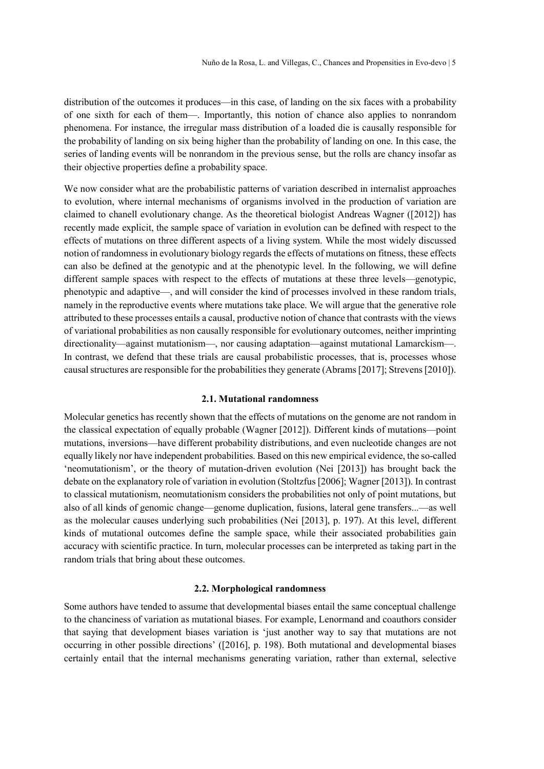distribution of the outcomes it produces—in this case, of landing on the six faces with a probability of one sixth for each of them—. Importantly, this notion of chance also applies to nonrandom phenomena. For instance, the irregular mass distribution of a loaded die is causally responsible for the probability of landing on six being higher than the probability of landing on one. In this case, the series of landing events will be nonrandom in the previous sense, but the rolls are chancy insofar as their objective properties define a probability space.

We now consider what are the probabilistic patterns of variation described in internalist approaches to evolution, where internal mechanisms of organisms involved in the production of variation are claimed to chanell evolutionary change. As the theoretical biologist Andreas Wagner ([2012]) has recently made explicit, the sample space of variation in evolution can be defined with respect to the effects of mutations on three different aspects of a living system. While the most widely discussed notion of randomness in evolutionary biology regards the effects of mutations on fitness, these effects can also be defined at the genotypic and at the phenotypic level. In the following, we will define different sample spaces with respect to the effects of mutations at these three levels—genotypic, phenotypic and adaptive—, and will consider the kind of processes involved in these random trials, namely in the reproductive events where mutations take place. We will argue that the generative role attributed to these processes entails a causal, productive notion of chance that contrasts with the views of variational probabilities as non causally responsible for evolutionary outcomes, neither imprinting directionality—against mutationism—, nor causing adaptation—against mutational Lamarckism—. In contrast, we defend that these trials are causal probabilistic processes, that is, processes whose causal structures are responsible for the probabilities they generate (Abrams [2017]; Strevens [2010]).

### 2.1. Mutational randomness

Molecular genetics has recently shown that the effects of mutations on the genome are not random in the classical expectation of equally probable (Wagner [2012]). Different kinds of mutations—point mutations, inversions—have different probability distributions, and even nucleotide changes are not equally likely nor have independent probabilities. Based on this new empirical evidence, the so-called 'neomutationism', or the theory of mutation-driven evolution (Nei [2013]) has brought back the debate on the explanatory role of variation in evolution (Stoltzfus [2006]; Wagner [2013]). In contrast to classical mutationism, neomutationism considers the probabilities not only of point mutations, but also of all kinds of genomic change—genome duplication, fusions, lateral gene transfers...—as well as the molecular causes underlying such probabilities (Nei [2013], p. 197). At this level, different kinds of mutational outcomes define the sample space, while their associated probabilities gain accuracy with scientific practice. In turn, molecular processes can be interpreted as taking part in the random trials that bring about these outcomes.

### 2.2. Morphological randomness

Some authors have tended to assume that developmental biases entail the same conceptual challenge to the chanciness of variation as mutational biases. For example, Lenormand and coauthors consider that saying that development biases variation is 'just another way to say that mutations are not occurring in other possible directions' ([2016], p. 198). Both mutational and developmental biases certainly entail that the internal mechanisms generating variation, rather than external, selective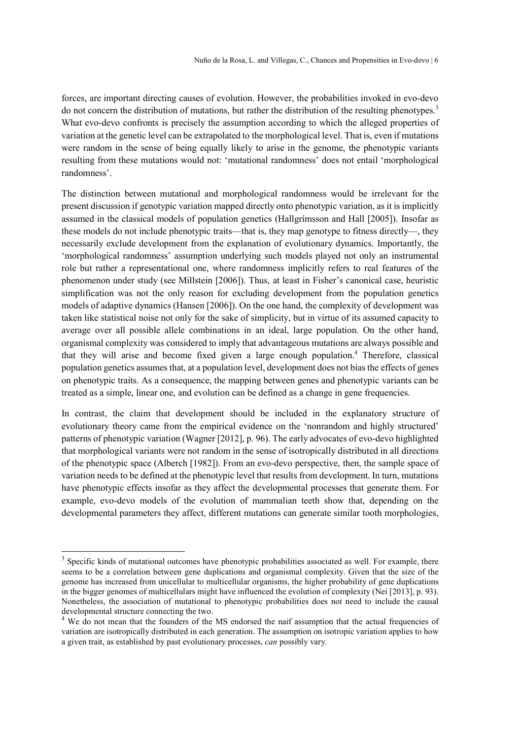forces, are important directing causes of evolution. However, the probabilities invoked in evo-devo do not concern the distribution of mutations, but rather the distribution of the resulting phenotypes.[3] What evo-devo confronts is precisely the assumption according to which the alleged properties of variation at the genetic level can be extrapolated to the morphological level. That is, even if mutations were random in the sense of being equally likely to arise in the genome, the phenotypic variants resulting from these mutations would not: 'mutational randomness' does not entail 'morphological randomness'.

The distinction between mutational and morphological randomness would be irrelevant for the present discussion if genotypic variation mapped directly onto phenotypic variation, as it is implicitly assumed in the classical models of population genetics (Hallgrímsson and Hall [2005]). Insofar as these models do not include phenotypic traits—that is, they map genotype to fitness directly—, they necessarily exclude development from the explanation of evolutionary dynamics. Importantly, the 'morphological randomness' assumption underlying such models played not only an instrumental role but rather a representational one, where randomness implicitly refers to real features of the phenomenon under study (see Millstein [2006]). Thus, at least in Fisher's canonical case, heuristic simplification was not the only reason for excluding development from the population genetics models of adaptive dynamics (Hansen [2006]). On the one hand, the complexity of development was taken like statistical noise not only for the sake of simplicity, but in virtue of its assumed capacity to average over all possible allele combinations in an ideal, large population. On the other hand, organismal complexity was considered to imply that advantageous mutations are always possible and that they will arise and become fixed given a large enough population.[4] Therefore, classical population genetics assumes that, at a population level, development does not bias the effects of genes on phenotypic traits. As a consequence, the mapping between genes and phenotypic variants can be treated as a simple, linear one, and evolution can be defined as a change in gene frequencies.

In contrast, the claim that development should be included in the explanatory structure of evolutionary theory came from the empirical evidence on the 'nonrandom and highly structured' patterns of phenotypic variation (Wagner [2012], p. 96). The early advocates of evo-devo highlighted that morphological variants were not random in the sense of isotropically distributed in all directions of the phenotypic space (Alberch [1982]). From an evo-devo perspective, then, the sample space of variation needs to be defined at the phenotypic level that results from development. In turn, mutations have phenotypic effects insofar as they affect the developmental processes that generate them. For example, evo-devo models of the evolution of mammalian teeth show that, depending on the developmental parameters they affect, different mutations can generate similar tooth morphologies,

---

[3] Specific kinds of mutational outcomes have phenotypic probabilities associated as well. For example, there seems to be a correlation between gene duplications and organismal complexity. Given that the size of the genome has increased from unicellular to multicellular organisms, the higher probability of gene duplications in the bigger genomes of multicellulars might have influenced the evolution of complexity (Nei [2013], p. 93). Nonetheless, the association of mutational to phenotypic probabilities does not need to include the causal developmental structure connecting the two.

[4] We do not mean that the founders of the MS endorsed the naif assumption that the actual frequencies of variation are isotropically distributed in each generation. The assumption on isotropic variation applies to how a given trait, as established by past evolutionary processes, *can* possibly vary.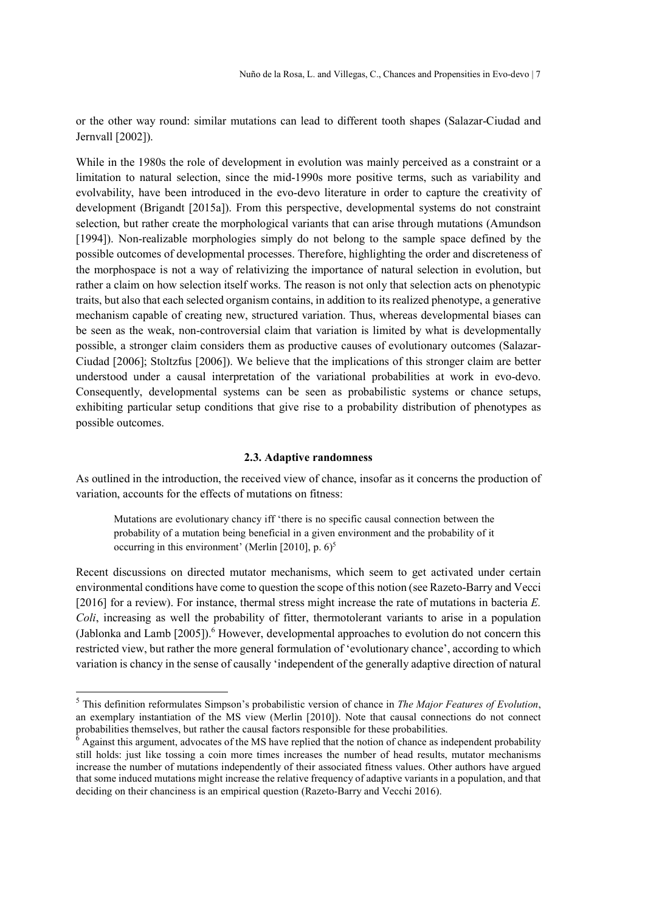or the other way round: similar mutations can lead to different tooth shapes (Salazar-Ciudad and Jernvall [2002]).

While in the 1980s the role of development in evolution was mainly perceived as a constraint or a limitation to natural selection, since the mid-1990s more positive terms, such as variability and evolvability, have been introduced in the evo-devo literature in order to capture the creativity of development (Brigandt [2015a]). From this perspective, developmental systems do not constraint selection, but rather create the morphological variants that can arise through mutations (Amundson [1994]). Non-realizable morphologies simply do not belong to the sample space defined by the possible outcomes of developmental processes. Therefore, highlighting the order and discreteness of the morphospace is not a way of relativizing the importance of natural selection in evolution, but rather a claim on how selection itself works. The reason is not only that selection acts on phenotypic traits, but also that each selected organism contains, in addition to its realized phenotype, a generative mechanism capable of creating new, structured variation. Thus, whereas developmental biases can be seen as the weak, non-controversial claim that variation is limited by what is developmentally possible, a stronger claim considers them as productive causes of evolutionary outcomes (Salazar-Ciudad [2006]; Stoltzfus [2006]). We believe that the implications of this stronger claim are better understood under a causal interpretation of the variational probabilities at work in evo-devo. Consequently, developmental systems can be seen as probabilistic systems or chance setups, exhibiting particular setup conditions that give rise to a probability distribution of phenotypes as possible outcomes.

### 2.3. Adaptive randomness

As outlined in the introduction, the received view of chance, insofar as it concerns the production of variation, accounts for the effects of mutations on fitness:

> Mutations are evolutionary chancy iff 'there is no specific causal connection between the probability of a mutation being beneficial in a given environment and the probability of it occurring in this environment' (Merlin [2010], p. 6)[5]

Recent discussions on directed mutator mechanisms, which seem to get activated under certain environmental conditions have come to question the scope of this notion (see Razeto-Barry and Vecci [2016] for a review). For instance, thermal stress might increase the rate of mutations in bacteria *E. Coli*, increasing as well the probability of fitter, thermotolerant variants to arise in a population (Jablonka and Lamb [2005]).[6] However, developmental approaches to evolution do not concern this restricted view, but rather the more general formulation of 'evolutionary chance', according to which variation is chancy in the sense of causally 'independent of the generally adaptive direction of natural

---

[5] This definition reformulates Simpson's probabilistic version of chance in *The Major Features of Evolution*, an exemplary instantiation of the MS view (Merlin [2010]). Note that causal connections do not connect probabilities themselves, but rather the causal factors responsible for these probabilities.

[6] Against this argument, advocates of the MS have replied that the notion of chance as independent probability still holds: just like tossing a coin more times increases the number of head results, mutator mechanisms increase the number of mutations independently of their associated fitness values. Other authors have argued that some induced mutations might increase the relative frequency of adaptive variants in a population, and that deciding on their chanciness is an empirical question (Razeto-Barry and Vecchi 2016).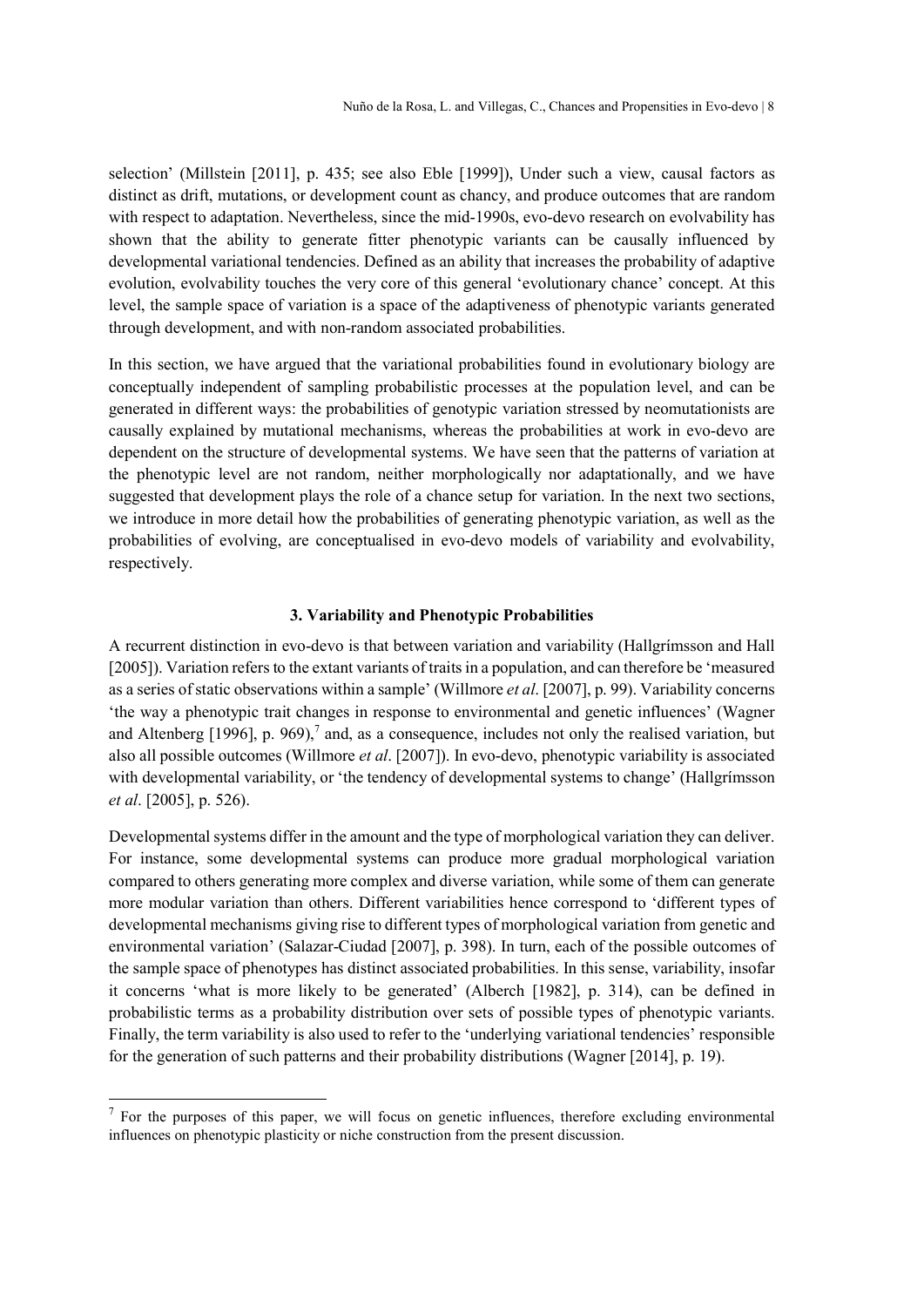selection' (Millstein [2011], p. 435; see also Eble [1999]), Under such a view, causal factors as distinct as drift, mutations, or development count as chancy, and produce outcomes that are random with respect to adaptation. Nevertheless, since the mid-1990s, evo-devo research on evolvability has shown that the ability to generate fitter phenotypic variants can be causally influenced by developmental variational tendencies. Defined as an ability that increases the probability of adaptive evolution, evolvability touches the very core of this general 'evolutionary chance' concept. At this level, the sample space of variation is a space of the adaptiveness of phenotypic variants generated through development, and with non-random associated probabilities.

In this section, we have argued that the variational probabilities found in evolutionary biology are conceptually independent of sampling probabilistic processes at the population level, and can be generated in different ways: the probabilities of genotypic variation stressed by neomutationists are causally explained by mutational mechanisms, whereas the probabilities at work in evo-devo are dependent on the structure of developmental systems. We have seen that the patterns of variation at the phenotypic level are not random, neither morphologically nor adaptationally, and we have suggested that development plays the role of a chance setup for variation. In the next two sections, we introduce in more detail how the probabilities of generating phenotypic variation, as well as the probabilities of evolving, are conceptualised in evo-devo models of variability and evolvability, respectively.

## 3. Variability and Phenotypic Probabilities

A recurrent distinction in evo-devo is that between variation and variability (Hallgrímsson and Hall [2005]). Variation refers to the extant variants of traits in a population, and can therefore be 'measured as a series of static observations within a sample' (Willmore *et al*. [2007], p. 99). Variability concerns 'the way a phenotypic trait changes in response to environmental and genetic influences' (Wagner and Altenberg [1996], p. 969),[7] and, as a consequence, includes not only the realised variation, but also all possible outcomes (Willmore *et al*. [2007]). In evo-devo, phenotypic variability is associated with developmental variability, or 'the tendency of developmental systems to change' (Hallgrímsson *et al*. [2005], p. 526).

Developmental systems differ in the amount and the type of morphological variation they can deliver. For instance, some developmental systems can produce more gradual morphological variation compared to others generating more complex and diverse variation, while some of them can generate more modular variation than others. Different variabilities hence correspond to 'different types of developmental mechanisms giving rise to different types of morphological variation from genetic and environmental variation' (Salazar-Ciudad [2007], p. 398). In turn, each of the possible outcomes of the sample space of phenotypes has distinct associated probabilities. In this sense, variability, insofar it concerns 'what is more likely to be generated' (Alberch [1982], p. 314), can be defined in probabilistic terms as a probability distribution over sets of possible types of phenotypic variants. Finally, the term variability is also used to refer to the 'underlying variational tendencies' responsible for the generation of such patterns and their probability distributions (Wagner [2014], p. 19).

[7] For the purposes of this paper, we will focus on genetic influences, therefore excluding environmental influences on phenotypic plasticity or niche construction from the present discussion.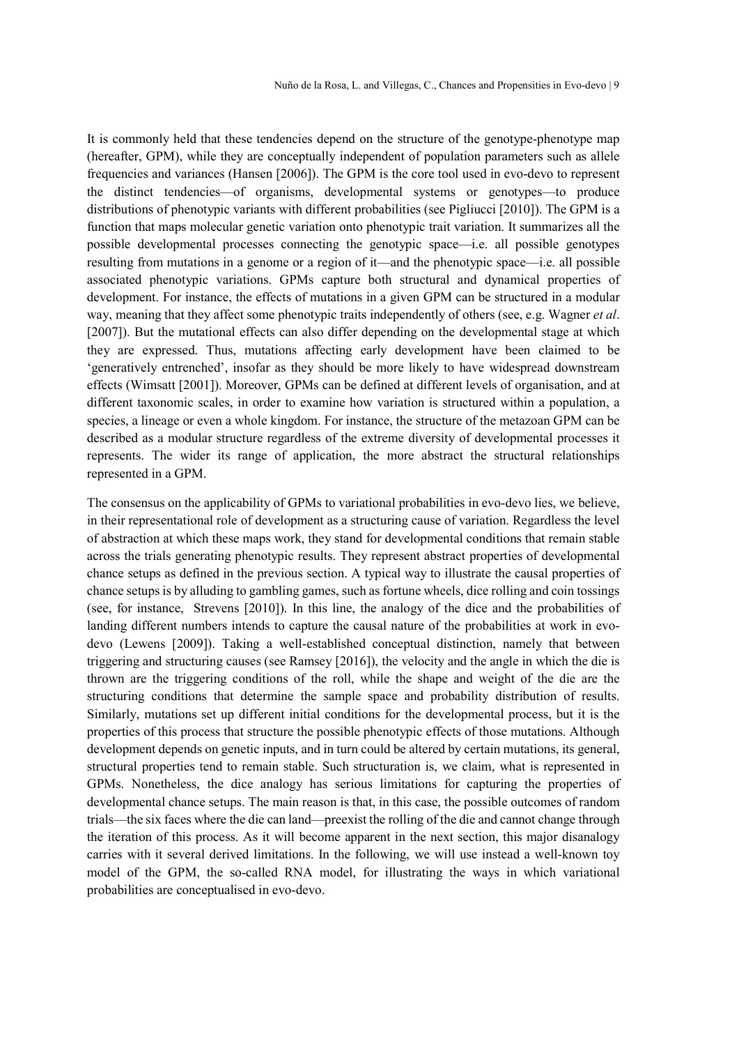It is commonly held that these tendencies depend on the structure of the genotype-phenotype map (hereafter, GPM), while they are conceptually independent of population parameters such as allele frequencies and variances (Hansen [2006]). The GPM is the core tool used in evo-devo to represent the distinct tendencies—of organisms, developmental systems or genotypes—to produce distributions of phenotypic variants with different probabilities (see Pigliucci [2010]). The GPM is a function that maps molecular genetic variation onto phenotypic trait variation. It summarizes all the possible developmental processes connecting the genotypic space—i.e. all possible genotypes resulting from mutations in a genome or a region of it—and the phenotypic space—i.e. all possible associated phenotypic variations. GPMs capture both structural and dynamical properties of development. For instance, the effects of mutations in a given GPM can be structured in a modular way, meaning that they affect some phenotypic traits independently of others (see, e.g. Wagner *et al*. [2007]). But the mutational effects can also differ depending on the developmental stage at which they are expressed. Thus, mutations affecting early development have been claimed to be 'generatively entrenched', insofar as they should be more likely to have widespread downstream effects (Wimsatt [2001]). Moreover, GPMs can be defined at different levels of organisation, and at different taxonomic scales, in order to examine how variation is structured within a population, a species, a lineage or even a whole kingdom. For instance, the structure of the metazoan GPM can be described as a modular structure regardless of the extreme diversity of developmental processes it represents. The wider its range of application, the more abstract the structural relationships represented in a GPM.

The consensus on the applicability of GPMs to variational probabilities in evo-devo lies, we believe, in their representational role of development as a structuring cause of variation. Regardless the level of abstraction at which these maps work, they stand for developmental conditions that remain stable across the trials generating phenotypic results. They represent abstract properties of developmental chance setups as defined in the previous section. A typical way to illustrate the causal properties of chance setups is by alluding to gambling games, such as fortune wheels, dice rolling and coin tossings (see, for instance, Strevens [2010]). In this line, the analogy of the dice and the probabilities of landing different numbers intends to capture the causal nature of the probabilities at work in evo-devo (Lewens [2009]). Taking a well-established conceptual distinction, namely that between triggering and structuring causes (see Ramsey [2016]), the velocity and the angle in which the die is thrown are the triggering conditions of the roll, while the shape and weight of the die are the structuring conditions that determine the sample space and probability distribution of results. Similarly, mutations set up different initial conditions for the developmental process, but it is the properties of this process that structure the possible phenotypic effects of those mutations. Although development depends on genetic inputs, and in turn could be altered by certain mutations, its general, structural properties tend to remain stable. Such structuration is, we claim, what is represented in GPMs. Nonetheless, the dice analogy has serious limitations for capturing the properties of developmental chance setups. The main reason is that, in this case, the possible outcomes of random trials—the six faces where the die can land—preexist the rolling of the die and cannot change through the iteration of this process. As it will become apparent in the next section, this major disanalogy carries with it several derived limitations. In the following, we will use instead a well-known toy model of the GPM, the so-called RNA model, for illustrating the ways in which variational probabilities are conceptualised in evo-devo.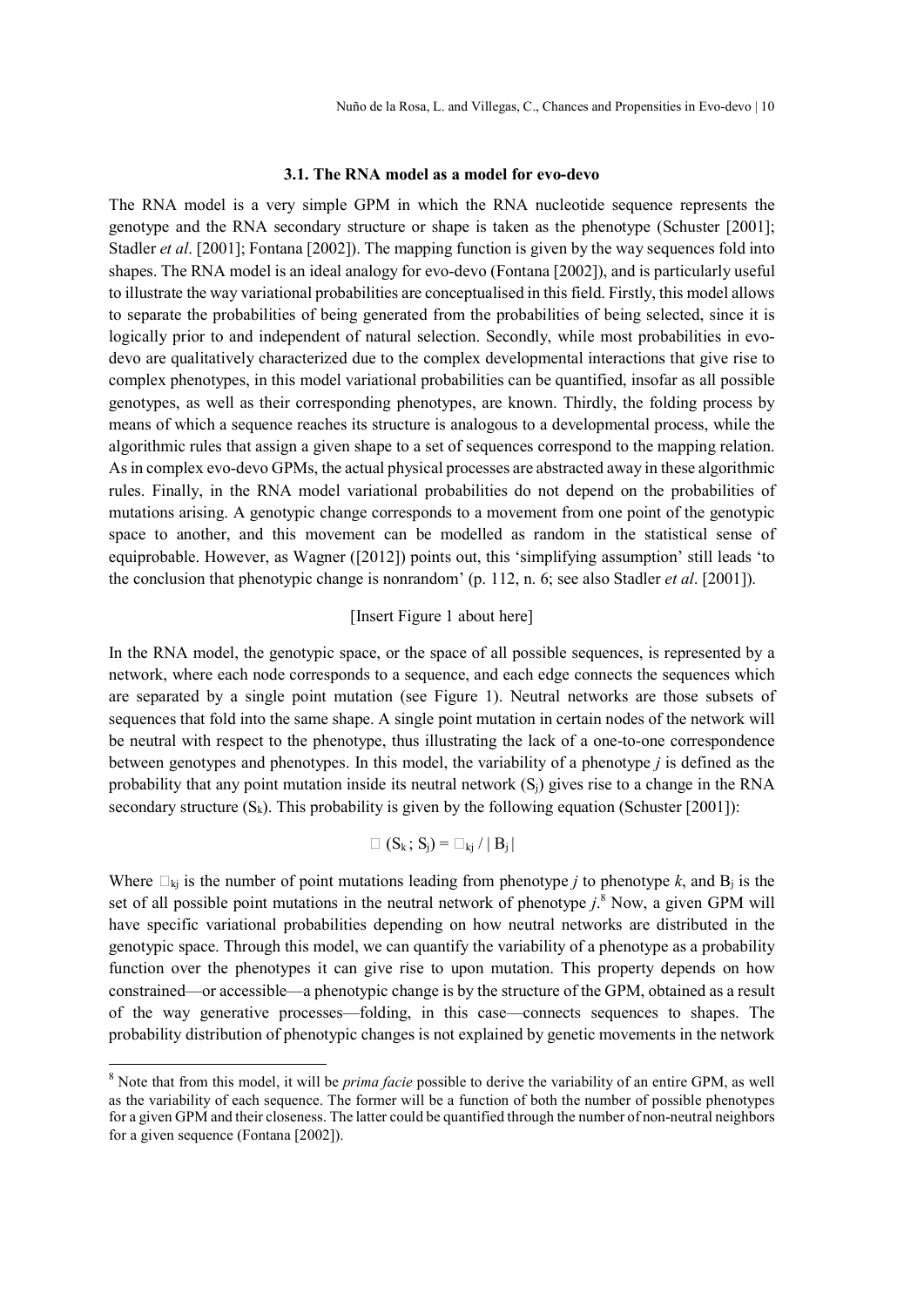### 3.1. The RNA model as a model for evo-devo

The RNA model is a very simple GPM in which the RNA nucleotide sequence represents the genotype and the RNA secondary structure or shape is taken as the phenotype (Schuster [2001]; Stadler *et al*. [2001]; Fontana [2002]). The mapping function is given by the way sequences fold into shapes. The RNA model is an ideal analogy for evo-devo (Fontana [2002]), and is particularly useful to illustrate the way variational probabilities are conceptualised in this field. Firstly, this model allows to separate the probabilities of being generated from the probabilities of being selected, since it is logically prior to and independent of natural selection. Secondly, while most probabilities in evo-devo are qualitatively characterized due to the complex developmental interactions that give rise to complex phenotypes, in this model variational probabilities can be quantified, insofar as all possible genotypes, as well as their corresponding phenotypes, are known. Thirdly, the folding process by means of which a sequence reaches its structure is analogous to a developmental process, while the algorithmic rules that assign a given shape to a set of sequences correspond to the mapping relation. As in complex evo-devo GPMs, the actual physical processes are abstracted away in these algorithmic rules. Finally, in the RNA model variational probabilities do not depend on the probabilities of mutations arising. A genotypic change corresponds to a movement from one point of the genotypic space to another, and this movement can be modelled as random in the statistical sense of equiprobable. However, as Wagner ([2012]) points out, this 'simplifying assumption' still leads 'to the conclusion that phenotypic change is nonrandom' (p. 112, n. 6; see also Stadler *et al*. [2001]).

[Insert Figure 1 about here]

In the RNA model, the genotypic space, or the space of all possible sequences, is represented by a network, where each node corresponds to a sequence, and each edge connects the sequences which are separated by a single point mutation (see Figure 1). Neutral networks are those subsets of sequences that fold into the same shape. A single point mutation in certain nodes of the network will be neutral with respect to the phenotype, thus illustrating the lack of a one-to-one correspondence between genotypes and phenotypes. In this model, the variability of a phenotype *j* is defined as the probability that any point mutation inside its neutral network ($S_j$) gives rise to a change in the RNA secondary structure ($S_k$). This probability is given by the following equation (Schuster [2001]):

$$\square\ (S_k\,;\,S_j) = \square_{kj} \,/\, |\, B_j\,|$$

Where $\square_{kj}$ is the number of point mutations leading from phenotype *j* to phenotype *k*, and $B_j$ is the set of all possible point mutations in the neutral network of phenotype *j*.[8] Now, a given GPM will have specific variational probabilities depending on how neutral networks are distributed in the genotypic space. Through this model, we can quantify the variability of a phenotype as a probability function over the phenotypes it can give rise to upon mutation. This property depends on how constrained—or accessible—a phenotypic change is by the structure of the GPM, obtained as a result of the way generative processes—folding, in this case—connects sequences to shapes. The probability distribution of phenotypic changes is not explained by genetic movements in the network

[8] Note that from this model, it will be *prima facie* possible to derive the variability of an entire GPM, as well as the variability of each sequence. The former will be a function of both the number of possible phenotypes for a given GPM and their closeness. The latter could be quantified through the number of non-neutral neighbors for a given sequence (Fontana [2002]).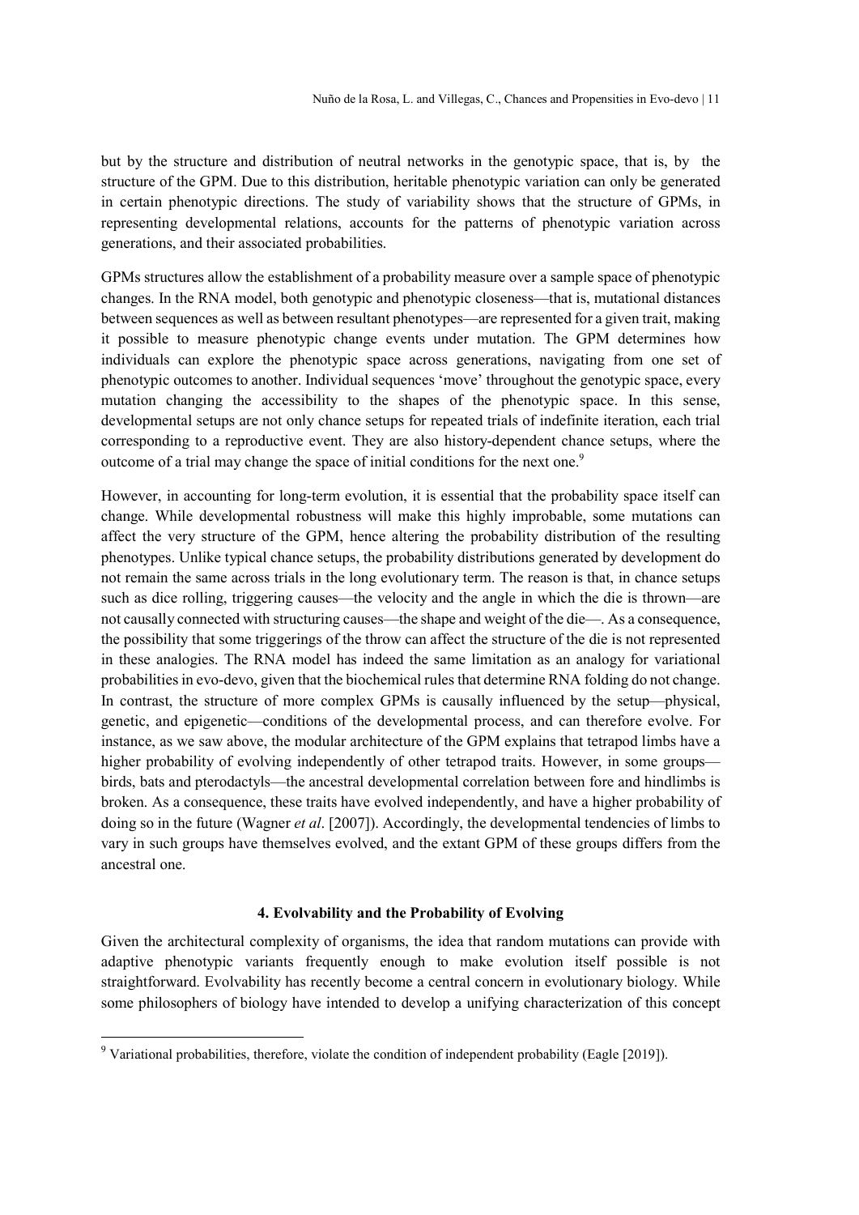but by the structure and distribution of neutral networks in the genotypic space, that is, by the structure of the GPM. Due to this distribution, heritable phenotypic variation can only be generated in certain phenotypic directions. The study of variability shows that the structure of GPMs, in representing developmental relations, accounts for the patterns of phenotypic variation across generations, and their associated probabilities.

GPMs structures allow the establishment of a probability measure over a sample space of phenotypic changes. In the RNA model, both genotypic and phenotypic closeness—that is, mutational distances between sequences as well as between resultant phenotypes—are represented for a given trait, making it possible to measure phenotypic change events under mutation. The GPM determines how individuals can explore the phenotypic space across generations, navigating from one set of phenotypic outcomes to another. Individual sequences 'move' throughout the genotypic space, every mutation changing the accessibility to the shapes of the phenotypic space. In this sense, developmental setups are not only chance setups for repeated trials of indefinite iteration, each trial corresponding to a reproductive event. They are also history-dependent chance setups, where the outcome of a trial may change the space of initial conditions for the next one.[9]

However, in accounting for long-term evolution, it is essential that the probability space itself can change. While developmental robustness will make this highly improbable, some mutations can affect the very structure of the GPM, hence altering the probability distribution of the resulting phenotypes. Unlike typical chance setups, the probability distributions generated by development do not remain the same across trials in the long evolutionary term. The reason is that, in chance setups such as dice rolling, triggering causes—the velocity and the angle in which the die is thrown—are not causally connected with structuring causes—the shape and weight of the die—. As a consequence, the possibility that some triggerings of the throw can affect the structure of the die is not represented in these analogies. The RNA model has indeed the same limitation as an analogy for variational probabilities in evo-devo, given that the biochemical rules that determine RNA folding do not change. In contrast, the structure of more complex GPMs is causally influenced by the setup—physical, genetic, and epigenetic—conditions of the developmental process, and can therefore evolve. For instance, as we saw above, the modular architecture of the GPM explains that tetrapod limbs have a higher probability of evolving independently of other tetrapod traits. However, in some groups—birds, bats and pterodactyls—the ancestral developmental correlation between fore and hindlimbs is broken. As a consequence, these traits have evolved independently, and have a higher probability of doing so in the future (Wagner *et al*. [2007]). Accordingly, the developmental tendencies of limbs to vary in such groups have themselves evolved, and the extant GPM of these groups differs from the ancestral one.

## 4. Evolvability and the Probability of Evolving

Given the architectural complexity of organisms, the idea that random mutations can provide with adaptive phenotypic variants frequently enough to make evolution itself possible is not straightforward. Evolvability has recently become a central concern in evolutionary biology. While some philosophers of biology have intended to develop a unifying characterization of this concept

[9] Variational probabilities, therefore, violate the condition of independent probability (Eagle [2019]).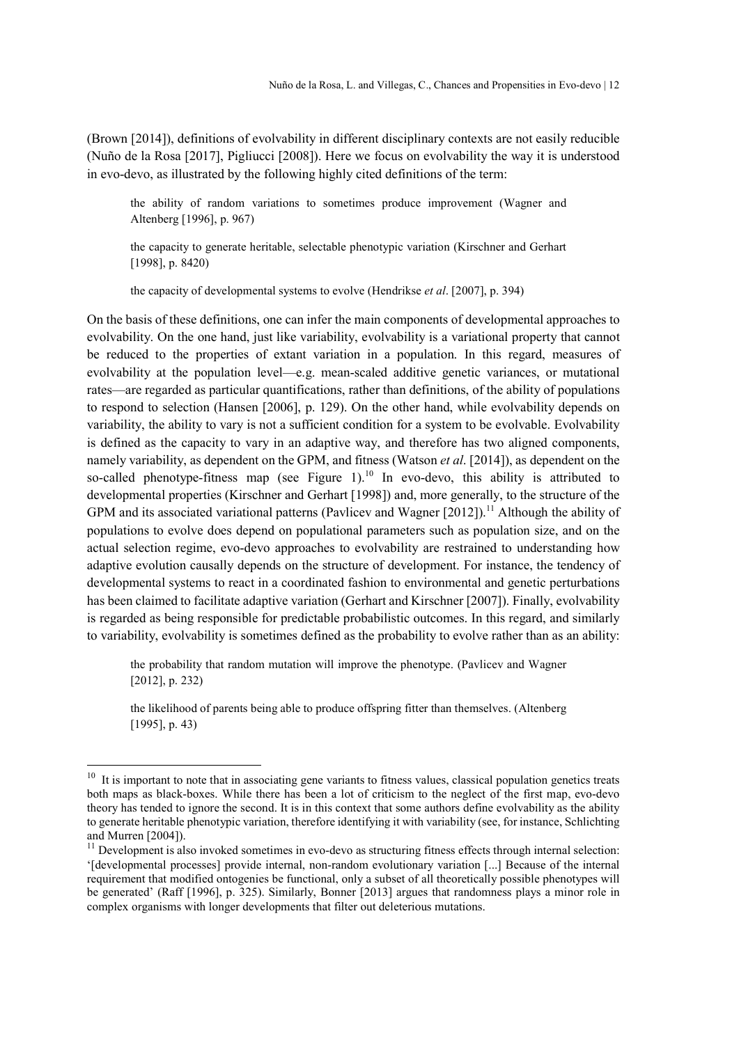(Brown [2014]), definitions of evolvability in different disciplinary contexts are not easily reducible (Nuño de la Rosa [2017], Pigliucci [2008]). Here we focus on evolvability the way it is understood in evo-devo, as illustrated by the following highly cited definitions of the term:

> the ability of random variations to sometimes produce improvement (Wagner and Altenberg [1996], p. 967)
>
> the capacity to generate heritable, selectable phenotypic variation (Kirschner and Gerhart [1998], p. 8420)
>
> the capacity of developmental systems to evolve (Hendrikse *et al*. [2007], p. 394)

On the basis of these definitions, one can infer the main components of developmental approaches to evolvability. On the one hand, just like variability, evolvability is a variational property that cannot be reduced to the properties of extant variation in a population. In this regard, measures of evolvability at the population level—e.g. mean-scaled additive genetic variances, or mutational rates—are regarded as particular quantifications, rather than definitions, of the ability of populations to respond to selection (Hansen [2006], p. 129). On the other hand, while evolvability depends on variability, the ability to vary is not a sufficient condition for a system to be evolvable. Evolvability is defined as the capacity to vary in an adaptive way, and therefore has two aligned components, namely variability, as dependent on the GPM, and fitness (Watson *et al*. [2014]), as dependent on the so-called phenotype-fitness map (see Figure 1).[10] In evo-devo, this ability is attributed to developmental properties (Kirschner and Gerhart [1998]) and, more generally, to the structure of the GPM and its associated variational patterns (Pavlicev and Wagner [2012]).[11] Although the ability of populations to evolve does depend on populational parameters such as population size, and on the actual selection regime, evo-devo approaches to evolvability are restrained to understanding how adaptive evolution causally depends on the structure of development. For instance, the tendency of developmental systems to react in a coordinated fashion to environmental and genetic perturbations has been claimed to facilitate adaptive variation (Gerhart and Kirschner [2007]). Finally, evolvability is regarded as being responsible for predictable probabilistic outcomes. In this regard, and similarly to variability, evolvability is sometimes defined as the probability to evolve rather than as an ability:

> the probability that random mutation will improve the phenotype. (Pavlicev and Wagner [2012], p. 232)
>
> the likelihood of parents being able to produce offspring fitter than themselves. (Altenberg [1995], p. 43)

---

[10] It is important to note that in associating gene variants to fitness values, classical population genetics treats both maps as black-boxes. While there has been a lot of criticism to the neglect of the first map, evo-devo theory has tended to ignore the second. It is in this context that some authors define evolvability as the ability to generate heritable phenotypic variation, therefore identifying it with variability (see, for instance, Schlichting and Murren [2004]).

[11] Development is also invoked sometimes in evo-devo as structuring fitness effects through internal selection: '[developmental processes] provide internal, non-random evolutionary variation [...] Because of the internal requirement that modified ontogenies be functional, only a subset of all theoretically possible phenotypes will be generated' (Raff [1996], p. 325). Similarly, Bonner [2013] argues that randomness plays a minor role in complex organisms with longer developments that filter out deleterious mutations.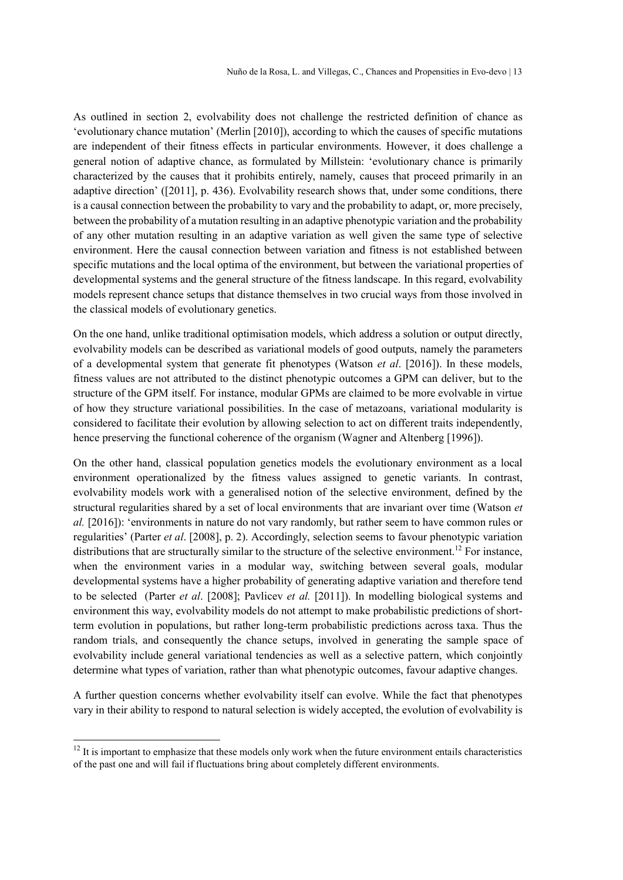As outlined in section 2, evolvability does not challenge the restricted definition of chance as 'evolutionary chance mutation' (Merlin [2010]), according to which the causes of specific mutations are independent of their fitness effects in particular environments. However, it does challenge a general notion of adaptive chance, as formulated by Millstein: 'evolutionary chance is primarily characterized by the causes that it prohibits entirely, namely, causes that proceed primarily in an adaptive direction' ([2011], p. 436). Evolvability research shows that, under some conditions, there is a causal connection between the probability to vary and the probability to adapt, or, more precisely, between the probability of a mutation resulting in an adaptive phenotypic variation and the probability of any other mutation resulting in an adaptive variation as well given the same type of selective environment. Here the causal connection between variation and fitness is not established between specific mutations and the local optima of the environment, but between the variational properties of developmental systems and the general structure of the fitness landscape. In this regard, evolvability models represent chance setups that distance themselves in two crucial ways from those involved in the classical models of evolutionary genetics.

On the one hand, unlike traditional optimisation models, which address a solution or output directly, evolvability models can be described as variational models of good outputs, namely the parameters of a developmental system that generate fit phenotypes (Watson *et al*. [2016]). In these models, fitness values are not attributed to the distinct phenotypic outcomes a GPM can deliver, but to the structure of the GPM itself. For instance, modular GPMs are claimed to be more evolvable in virtue of how they structure variational possibilities. In the case of metazoans, variational modularity is considered to facilitate their evolution by allowing selection to act on different traits independently, hence preserving the functional coherence of the organism (Wagner and Altenberg [1996]).

On the other hand, classical population genetics models the evolutionary environment as a local environment operationalized by the fitness values assigned to genetic variants. In contrast, evolvability models work with a generalised notion of the selective environment, defined by the structural regularities shared by a set of local environments that are invariant over time (Watson *et al.* [2016]): 'environments in nature do not vary randomly, but rather seem to have common rules or regularities' (Parter *et al*. [2008], p. 2). Accordingly, selection seems to favour phenotypic variation distributions that are structurally similar to the structure of the selective environment.[12] For instance, when the environment varies in a modular way, switching between several goals, modular developmental systems have a higher probability of generating adaptive variation and therefore tend to be selected (Parter *et al*. [2008]; Pavlicev *et al.* [2011]). In modelling biological systems and environment this way, evolvability models do not attempt to make probabilistic predictions of short-term evolution in populations, but rather long-term probabilistic predictions across taxa. Thus the random trials, and consequently the chance setups, involved in generating the sample space of evolvability include general variational tendencies as well as a selective pattern, which conjointly determine what types of variation, rather than what phenotypic outcomes, favour adaptive changes.

A further question concerns whether evolvability itself can evolve. While the fact that phenotypes vary in their ability to respond to natural selection is widely accepted, the evolution of evolvability is

---

[12] It is important to emphasize that these models only work when the future environment entails characteristics of the past one and will fail if fluctuations bring about completely different environments.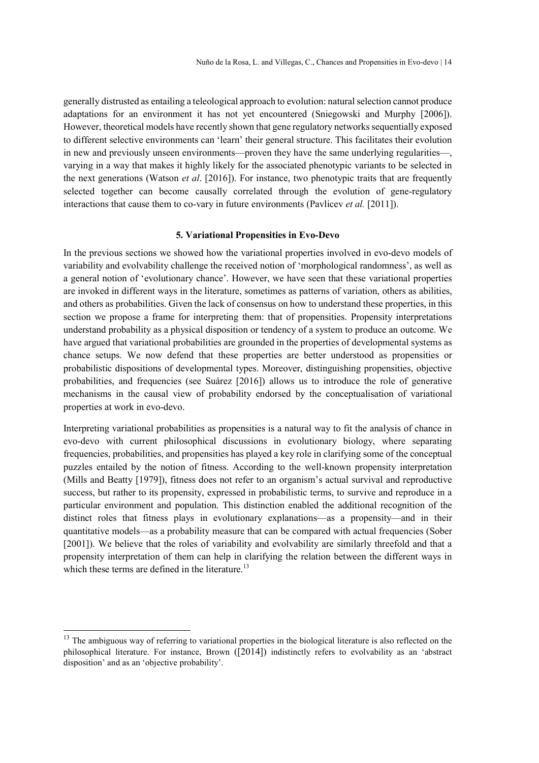generally distrusted as entailing a teleological approach to evolution: natural selection cannot produce adaptations for an environment it has not yet encountered (Sniegowski and Murphy [2006]). However, theoretical models have recently shown that gene regulatory networks sequentially exposed to different selective environments can 'learn' their general structure. This facilitates their evolution in new and previously unseen environments—proven they have the same underlying regularities—, varying in a way that makes it highly likely for the associated phenotypic variants to be selected in the next generations (Watson *et al*. [2016]). For instance, two phenotypic traits that are frequently selected together can become causally correlated through the evolution of gene-regulatory interactions that cause them to co-vary in future environments (Pavlicev *et al.* [2011]).

## 5. Variational Propensities in Evo-Devo

In the previous sections we showed how the variational properties involved in evo-devo models of variability and evolvability challenge the received notion of 'morphological randomness', as well as a general notion of 'evolutionary chance'. However, we have seen that these variational properties are invoked in different ways in the literature, sometimes as patterns of variation, others as abilities, and others as probabilities. Given the lack of consensus on how to understand these properties, in this section we propose a frame for interpreting them: that of propensities. Propensity interpretations understand probability as a physical disposition or tendency of a system to produce an outcome. We have argued that variational probabilities are grounded in the properties of developmental systems as chance setups. We now defend that these properties are better understood as propensities or probabilistic dispositions of developmental types. Moreover, distinguishing propensities, objective probabilities, and frequencies (see Suárez [2016]) allows us to introduce the role of generative mechanisms in the causal view of probability endorsed by the conceptualisation of variational properties at work in evo-devo.

Interpreting variational probabilities as propensities is a natural way to fit the analysis of chance in evo-devo with current philosophical discussions in evolutionary biology, where separating frequencies, probabilities, and propensities has played a key role in clarifying some of the conceptual puzzles entailed by the notion of fitness. According to the well-known propensity interpretation (Mills and Beatty [1979]), fitness does not refer to an organism's actual survival and reproductive success, but rather to its propensity, expressed in probabilistic terms, to survive and reproduce in a particular environment and population. This distinction enabled the additional recognition of the distinct roles that fitness plays in evolutionary explanations—as a propensity—and in their quantitative models—as a probability measure that can be compared with actual frequencies (Sober [2001]). We believe that the roles of variability and evolvability are similarly threefold and that a propensity interpretation of them can help in clarifying the relation between the different ways in which these terms are defined in the literature.[13]

---

[13] The ambiguous way of referring to variational properties in the biological literature is also reflected on the philosophical literature. For instance, Brown ([2014]) indistinctly refers to evolvability as an 'abstract disposition' and as an 'objective probability'.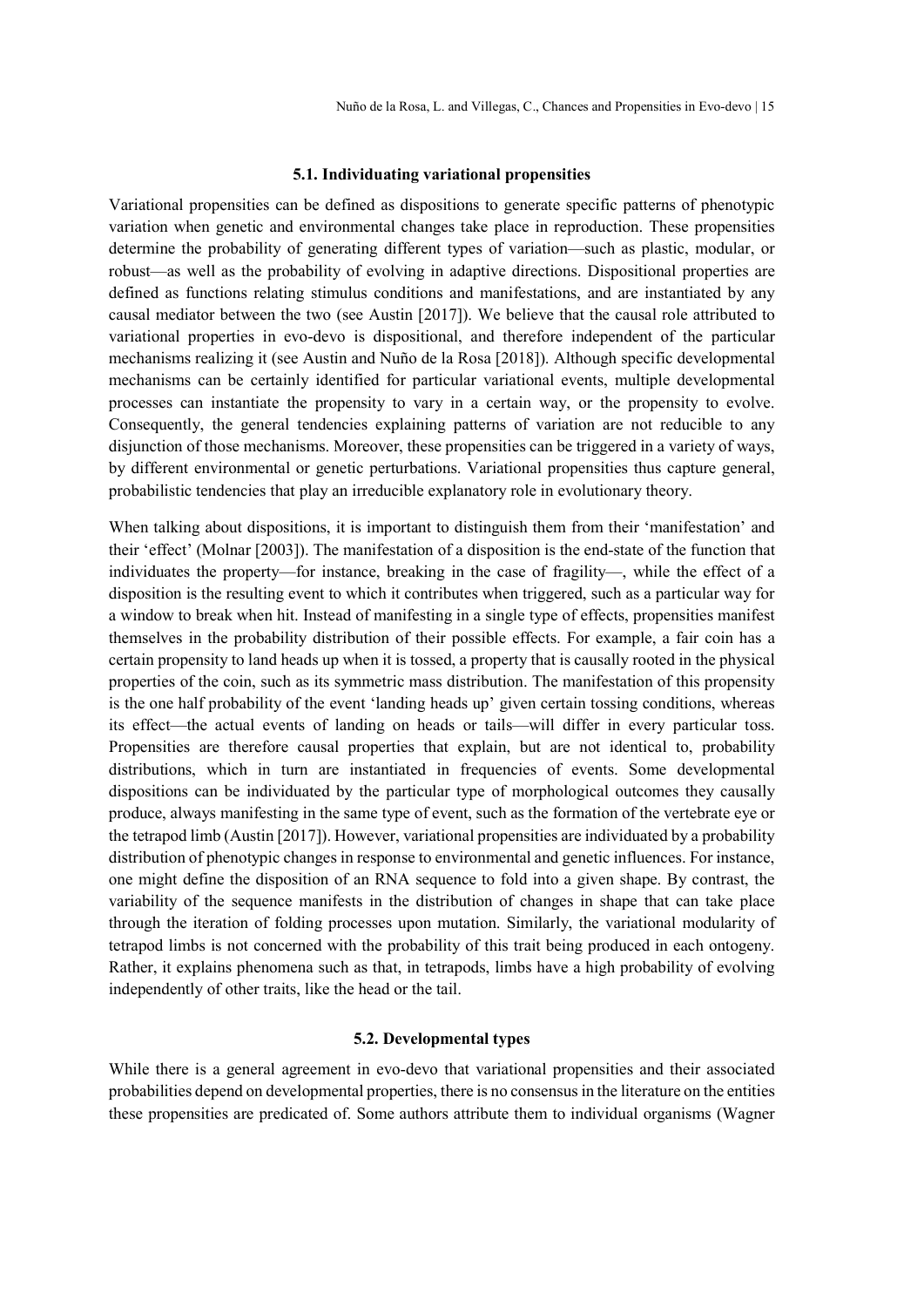### 5.1. Individuating variational propensities

Variational propensities can be defined as dispositions to generate specific patterns of phenotypic variation when genetic and environmental changes take place in reproduction. These propensities determine the probability of generating different types of variation—such as plastic, modular, or robust—as well as the probability of evolving in adaptive directions. Dispositional properties are defined as functions relating stimulus conditions and manifestations, and are instantiated by any causal mediator between the two (see Austin [2017]). We believe that the causal role attributed to variational properties in evo-devo is dispositional, and therefore independent of the particular mechanisms realizing it (see Austin and Nuño de la Rosa [2018]). Although specific developmental mechanisms can be certainly identified for particular variational events, multiple developmental processes can instantiate the propensity to vary in a certain way, or the propensity to evolve. Consequently, the general tendencies explaining patterns of variation are not reducible to any disjunction of those mechanisms. Moreover, these propensities can be triggered in a variety of ways, by different environmental or genetic perturbations. Variational propensities thus capture general, probabilistic tendencies that play an irreducible explanatory role in evolutionary theory.

When talking about dispositions, it is important to distinguish them from their 'manifestation' and their 'effect' (Molnar [2003]). The manifestation of a disposition is the end-state of the function that individuates the property—for instance, breaking in the case of fragility—, while the effect of a disposition is the resulting event to which it contributes when triggered, such as a particular way for a window to break when hit. Instead of manifesting in a single type of effects, propensities manifest themselves in the probability distribution of their possible effects. For example, a fair coin has a certain propensity to land heads up when it is tossed, a property that is causally rooted in the physical properties of the coin, such as its symmetric mass distribution. The manifestation of this propensity is the one half probability of the event 'landing heads up' given certain tossing conditions, whereas its effect—the actual events of landing on heads or tails—will differ in every particular toss. Propensities are therefore causal properties that explain, but are not identical to, probability distributions, which in turn are instantiated in frequencies of events. Some developmental dispositions can be individuated by the particular type of morphological outcomes they causally produce, always manifesting in the same type of event, such as the formation of the vertebrate eye or the tetrapod limb (Austin [2017]). However, variational propensities are individuated by a probability distribution of phenotypic changes in response to environmental and genetic influences. For instance, one might define the disposition of an RNA sequence to fold into a given shape. By contrast, the variability of the sequence manifests in the distribution of changes in shape that can take place through the iteration of folding processes upon mutation. Similarly, the variational modularity of tetrapod limbs is not concerned with the probability of this trait being produced in each ontogeny. Rather, it explains phenomena such as that, in tetrapods, limbs have a high probability of evolving independently of other traits, like the head or the tail.

### 5.2. Developmental types

While there is a general agreement in evo-devo that variational propensities and their associated probabilities depend on developmental properties, there is no consensus in the literature on the entities these propensities are predicated of. Some authors attribute them to individual organisms (Wagner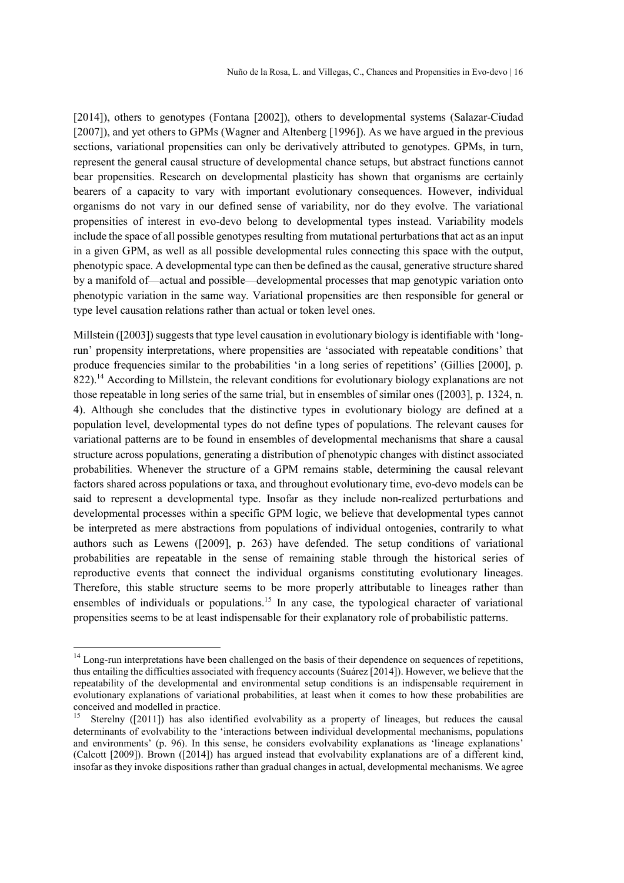[2014]), others to genotypes (Fontana [2002]), others to developmental systems (Salazar-Ciudad [2007]), and yet others to GPMs (Wagner and Altenberg [1996]). As we have argued in the previous sections, variational propensities can only be derivatively attributed to genotypes. GPMs, in turn, represent the general causal structure of developmental chance setups, but abstract functions cannot bear propensities. Research on developmental plasticity has shown that organisms are certainly bearers of a capacity to vary with important evolutionary consequences. However, individual organisms do not vary in our defined sense of variability, nor do they evolve. The variational propensities of interest in evo-devo belong to developmental types instead. Variability models include the space of all possible genotypes resulting from mutational perturbations that act as an input in a given GPM, as well as all possible developmental rules connecting this space with the output, phenotypic space. A developmental type can then be defined as the causal, generative structure shared by a manifold of—actual and possible—developmental processes that map genotypic variation onto phenotypic variation in the same way. Variational propensities are then responsible for general or type level causation relations rather than actual or token level ones.

Millstein ([2003]) suggests that type level causation in evolutionary biology is identifiable with 'long-run' propensity interpretations, where propensities are 'associated with repeatable conditions' that produce frequencies similar to the probabilities 'in a long series of repetitions' (Gillies [2000], p. 822).[14] According to Millstein, the relevant conditions for evolutionary biology explanations are not those repeatable in long series of the same trial, but in ensembles of similar ones ([2003], p. 1324, n. 4). Although she concludes that the distinctive types in evolutionary biology are defined at a population level, developmental types do not define types of populations. The relevant causes for variational patterns are to be found in ensembles of developmental mechanisms that share a causal structure across populations, generating a distribution of phenotypic changes with distinct associated probabilities. Whenever the structure of a GPM remains stable, determining the causal relevant factors shared across populations or taxa, and throughout evolutionary time, evo-devo models can be said to represent a developmental type. Insofar as they include non-realized perturbations and developmental processes within a specific GPM logic, we believe that developmental types cannot be interpreted as mere abstractions from populations of individual ontogenies, contrarily to what authors such as Lewens ([2009], p. 263) have defended. The setup conditions of variational probabilities are repeatable in the sense of remaining stable through the historical series of reproductive events that connect the individual organisms constituting evolutionary lineages. Therefore, this stable structure seems to be more properly attributable to lineages rather than ensembles of individuals or populations.[15] In any case, the typological character of variational propensities seems to be at least indispensable for their explanatory role of probabilistic patterns.

[14] Long-run interpretations have been challenged on the basis of their dependence on sequences of repetitions, thus entailing the difficulties associated with frequency accounts (Suárez [2014]). However, we believe that the repeatability of the developmental and environmental setup conditions is an indispensable requirement in evolutionary explanations of variational probabilities, at least when it comes to how these probabilities are conceived and modelled in practice.

[15] Sterelny ([2011]) has also identified evolvability as a property of lineages, but reduces the causal determinants of evolvability to the 'interactions between individual developmental mechanisms, populations and environments' (p. 96). In this sense, he considers evolvability explanations as 'lineage explanations' (Calcott [2009]). Brown ([2014]) has argued instead that evolvability explanations are of a different kind, insofar as they invoke dispositions rather than gradual changes in actual, developmental mechanisms. We agree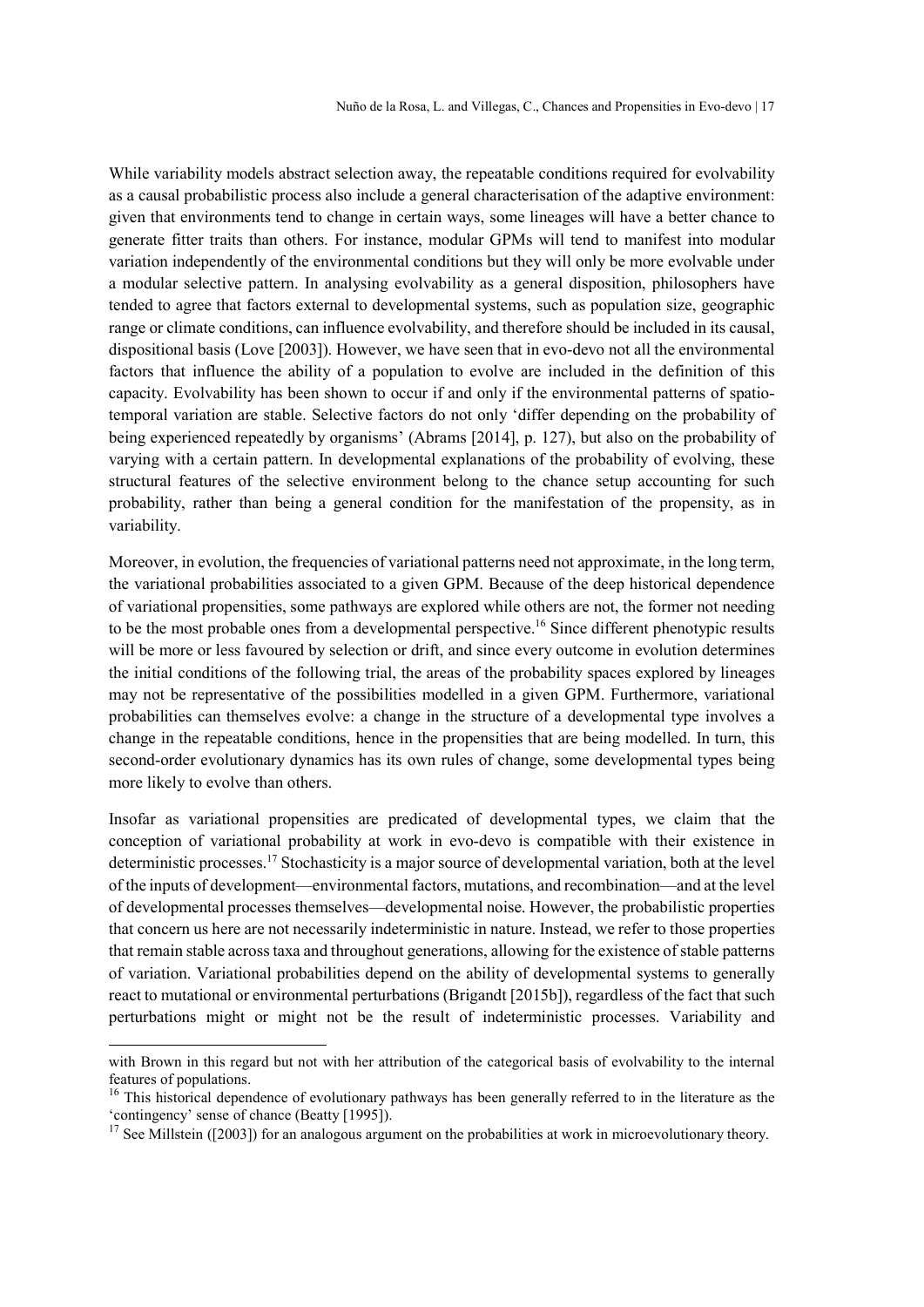While variability models abstract selection away, the repeatable conditions required for evolvability as a causal probabilistic process also include a general characterisation of the adaptive environment: given that environments tend to change in certain ways, some lineages will have a better chance to generate fitter traits than others. For instance, modular GPMs will tend to manifest into modular variation independently of the environmental conditions but they will only be more evolvable under a modular selective pattern. In analysing evolvability as a general disposition, philosophers have tended to agree that factors external to developmental systems, such as population size, geographic range or climate conditions, can influence evolvability, and therefore should be included in its causal, dispositional basis (Love [2003]). However, we have seen that in evo-devo not all the environmental factors that influence the ability of a population to evolve are included in the definition of this capacity. Evolvability has been shown to occur if and only if the environmental patterns of spatio-temporal variation are stable. Selective factors do not only 'differ depending on the probability of being experienced repeatedly by organisms' (Abrams [2014], p. 127), but also on the probability of varying with a certain pattern. In developmental explanations of the probability of evolving, these structural features of the selective environment belong to the chance setup accounting for such probability, rather than being a general condition for the manifestation of the propensity, as in variability.

Moreover, in evolution, the frequencies of variational patterns need not approximate, in the long term, the variational probabilities associated to a given GPM. Because of the deep historical dependence of variational propensities, some pathways are explored while others are not, the former not needing to be the most probable ones from a developmental perspective.[16] Since different phenotypic results will be more or less favoured by selection or drift, and since every outcome in evolution determines the initial conditions of the following trial, the areas of the probability spaces explored by lineages may not be representative of the possibilities modelled in a given GPM. Furthermore, variational probabilities can themselves evolve: a change in the structure of a developmental type involves a change in the repeatable conditions, hence in the propensities that are being modelled. In turn, this second-order evolutionary dynamics has its own rules of change, some developmental types being more likely to evolve than others.

Insofar as variational propensities are predicated of developmental types, we claim that the conception of variational probability at work in evo-devo is compatible with their existence in deterministic processes.[17] Stochasticity is a major source of developmental variation, both at the level of the inputs of development—environmental factors, mutations, and recombination—and at the level of developmental processes themselves—developmental noise. However, the probabilistic properties that concern us here are not necessarily indeterministic in nature. Instead, we refer to those properties that remain stable across taxa and throughout generations, allowing for the existence of stable patterns of variation. Variational probabilities depend on the ability of developmental systems to generally react to mutational or environmental perturbations (Brigandt [2015b]), regardless of the fact that such perturbations might or might not be the result of indeterministic processes. Variability and

---

with Brown in this regard but not with her attribution of the categorical basis of evolvability to the internal features of populations.

[16] This historical dependence of evolutionary pathways has been generally referred to in the literature as the 'contingency' sense of chance (Beatty [1995]).

[17] See Millstein ([2003]) for an analogous argument on the probabilities at work in microevolutionary theory.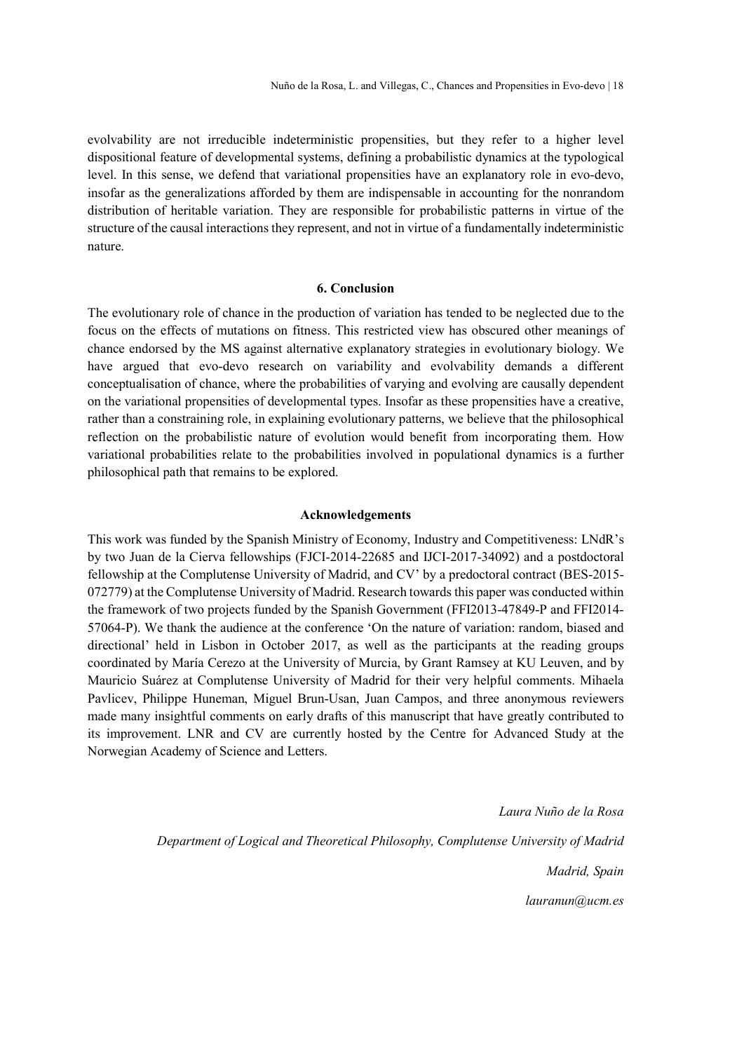evolvability are not irreducible indeterministic propensities, but they refer to a higher level dispositional feature of developmental systems, defining a probabilistic dynamics at the typological level. In this sense, we defend that variational propensities have an explanatory role in evo-devo, insofar as the generalizations afforded by them are indispensable in accounting for the nonrandom distribution of heritable variation. They are responsible for probabilistic patterns in virtue of the structure of the causal interactions they represent, and not in virtue of a fundamentally indeterministic nature.

## 6. Conclusion

The evolutionary role of chance in the production of variation has tended to be neglected due to the focus on the effects of mutations on fitness. This restricted view has obscured other meanings of chance endorsed by the MS against alternative explanatory strategies in evolutionary biology. We have argued that evo-devo research on variability and evolvability demands a different conceptualisation of chance, where the probabilities of varying and evolving are causally dependent on the variational propensities of developmental types. Insofar as these propensities have a creative, rather than a constraining role, in explaining evolutionary patterns, we believe that the philosophical reflection on the probabilistic nature of evolution would benefit from incorporating them. How variational probabilities relate to the probabilities involved in populational dynamics is a further philosophical path that remains to be explored.

## Acknowledgements

This work was funded by the Spanish Ministry of Economy, Industry and Competitiveness: LNdR's by two Juan de la Cierva fellowships (FJCI-2014-22685 and IJCI-2017-34092) and a postdoctoral fellowship at the Complutense University of Madrid, and CV' by a predoctoral contract (BES-2015-072779) at the Complutense University of Madrid. Research towards this paper was conducted within the framework of two projects funded by the Spanish Government (FFI2013-47849-P and FFI2014-57064-P). We thank the audience at the conference 'On the nature of variation: random, biased and directional' held in Lisbon in October 2017, as well as the participants at the reading groups coordinated by María Cerezo at the University of Murcia, by Grant Ramsey at KU Leuven, and by Mauricio Suárez at Complutense University of Madrid for their very helpful comments. Mihaela Pavlicev, Philippe Huneman, Miguel Brun-Usan, Juan Campos, and three anonymous reviewers made many insightful comments on early drafts of this manuscript that have greatly contributed to its improvement. LNR and CV are currently hosted by the Centre for Advanced Study at the Norwegian Academy of Science and Letters.

*Laura Nuño de la Rosa*

*Department of Logical and Theoretical Philosophy, Complutense University of Madrid*

*Madrid, Spain*

*lauranun@ucm.es*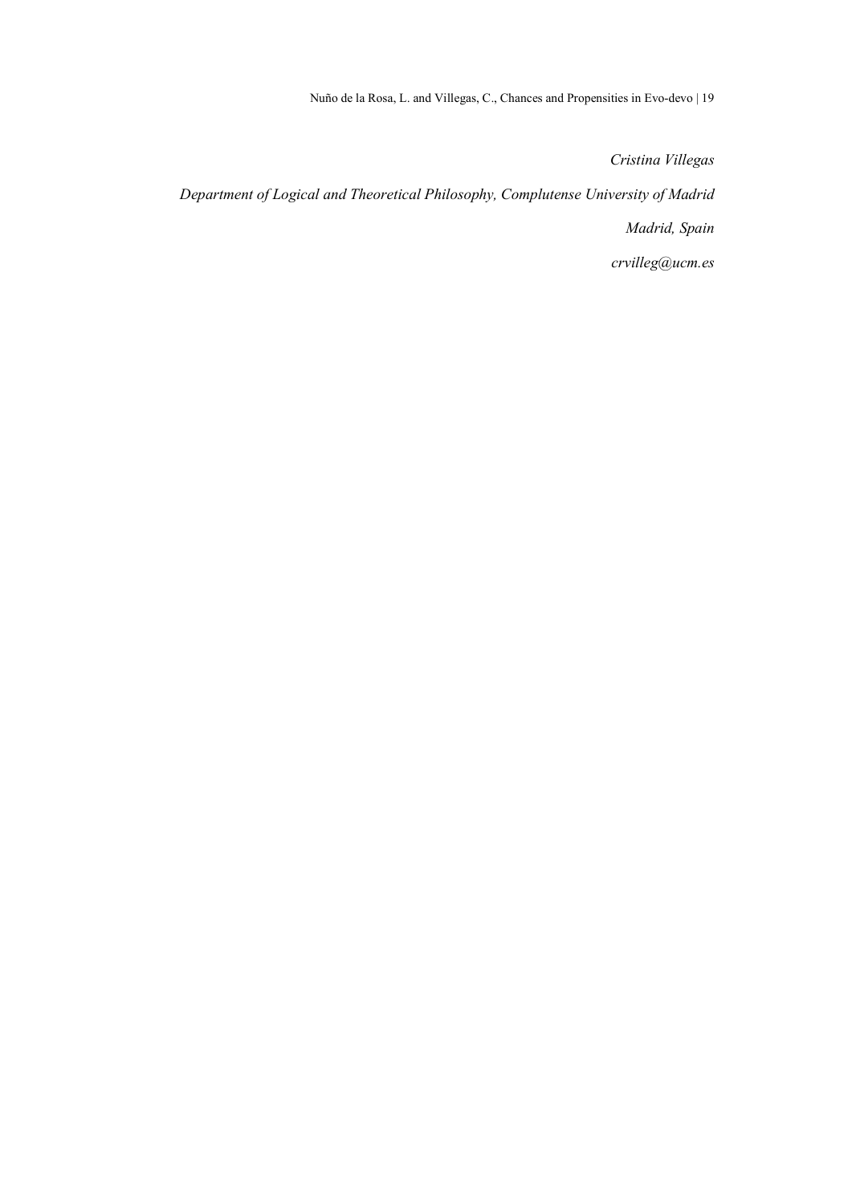*Cristina Villegas*

*Department of Logical and Theoretical Philosophy, Complutense University of Madrid*

*Madrid, Spain*

*crvilleg@ucm.es*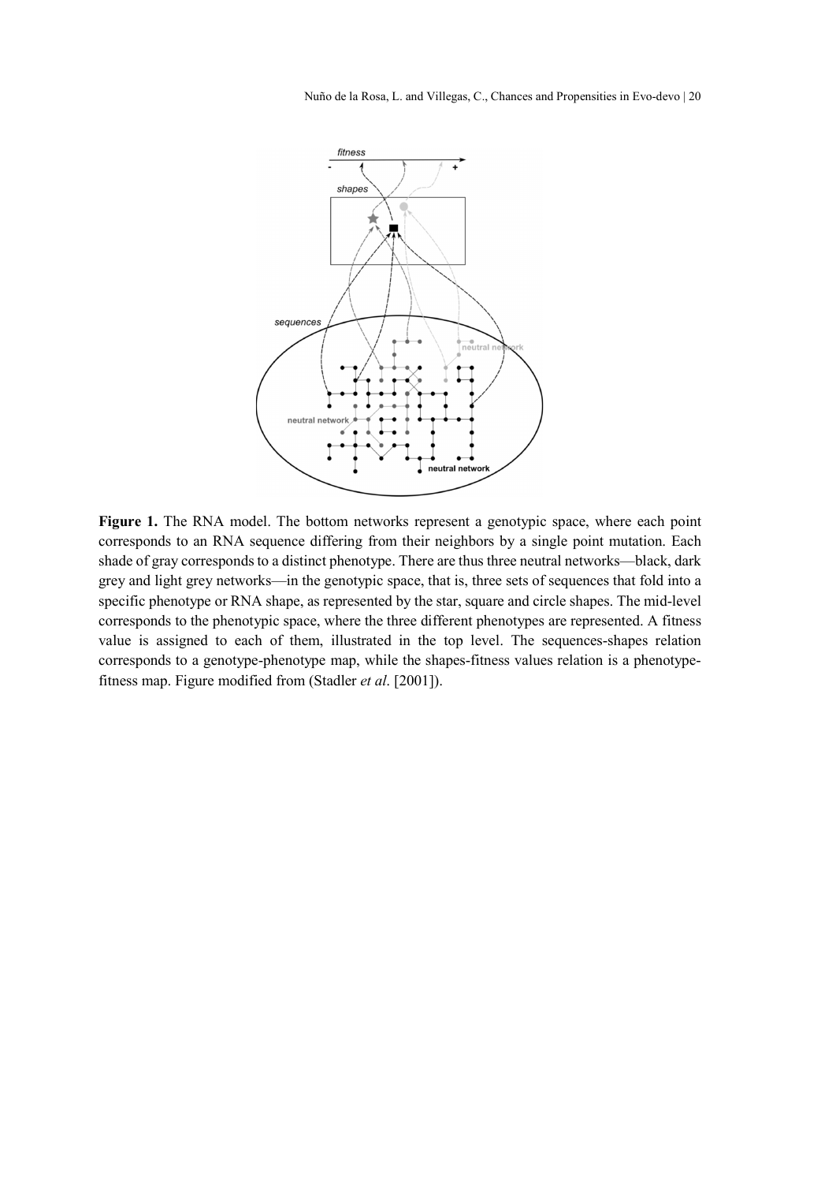**Figure 1.** The RNA model. The bottom networks represent a genotypic space, where each point corresponds to an RNA sequence differing from their neighbors by a single point mutation. Each shade of gray corresponds to a distinct phenotype. There are thus three neutral networks—black, dark grey and light grey networks—in the genotypic space, that is, three sets of sequences that fold into a specific phenotype or RNA shape, as represented by the star, square and circle shapes. The mid-level corresponds to the phenotypic space, where the three different phenotypes are represented. A fitness value is assigned to each of them, illustrated in the top level. The sequences-shapes relation corresponds to a genotype-phenotype map, while the shapes-fitness values relation is a phenotype-fitness map. Figure modified from (Stadler *et al*. [2001]).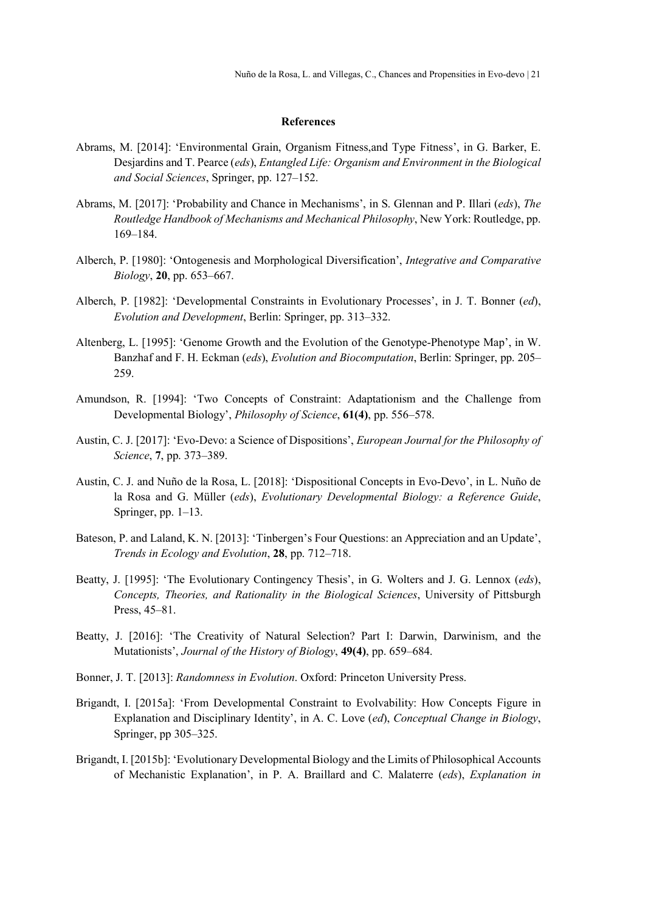## References

Abrams, M. [2014]: 'Environmental Grain, Organism Fitness,and Type Fitness', in G. Barker, E. Desjardins and T. Pearce (*eds*), *Entangled Life: Organism and Environment in the Biological and Social Sciences*, Springer, pp. 127–152.

Abrams, M. [2017]: 'Probability and Chance in Mechanisms', in S. Glennan and P. Illari (*eds*), *The Routledge Handbook of Mechanisms and Mechanical Philosophy*, New York: Routledge, pp. 169–184.

Alberch, P. [1980]: 'Ontogenesis and Morphological Diversification', *Integrative and Comparative Biology*, **20**, pp. 653–667.

Alberch, P. [1982]: 'Developmental Constraints in Evolutionary Processes', in J. T. Bonner (*ed*), *Evolution and Development*, Berlin: Springer, pp. 313–332.

Altenberg, L. [1995]: 'Genome Growth and the Evolution of the Genotype-Phenotype Map', in W. Banzhaf and F. H. Eckman (*eds*), *Evolution and Biocomputation*, Berlin: Springer, pp. 205–259.

Amundson, R. [1994]: 'Two Concepts of Constraint: Adaptationism and the Challenge from Developmental Biology', *Philosophy of Science*, **61(4)**, pp. 556–578.

Austin, C. J. [2017]: 'Evo-Devo: a Science of Dispositions', *European Journal for the Philosophy of Science*, **7**, pp. 373–389.

Austin, C. J. and Nuño de la Rosa, L. [2018]: 'Dispositional Concepts in Evo-Devo', in L. Nuño de la Rosa and G. Müller (*eds*), *Evolutionary Developmental Biology: a Reference Guide*, Springer, pp. 1–13.

Bateson, P. and Laland, K. N. [2013]: 'Tinbergen's Four Questions: an Appreciation and an Update', *Trends in Ecology and Evolution*, **28**, pp. 712–718.

Beatty, J. [1995]: 'The Evolutionary Contingency Thesis', in G. Wolters and J. G. Lennox (*eds*), *Concepts, Theories, and Rationality in the Biological Sciences*, University of Pittsburgh Press, 45–81.

Beatty, J. [2016]: 'The Creativity of Natural Selection? Part I: Darwin, Darwinism, and the Mutationists', *Journal of the History of Biology*, **49(4)**, pp. 659–684.

Bonner, J. T. [2013]: *Randomness in Evolution*. Oxford: Princeton University Press.

Brigandt, I. [2015a]: 'From Developmental Constraint to Evolvability: How Concepts Figure in Explanation and Disciplinary Identity', in A. C. Love (*ed*), *Conceptual Change in Biology*, Springer, pp 305–325.

Brigandt, I. [2015b]: 'Evolutionary Developmental Biology and the Limits of Philosophical Accounts of Mechanistic Explanation', in P. A. Braillard and C. Malaterre (*eds*), *Explanation in*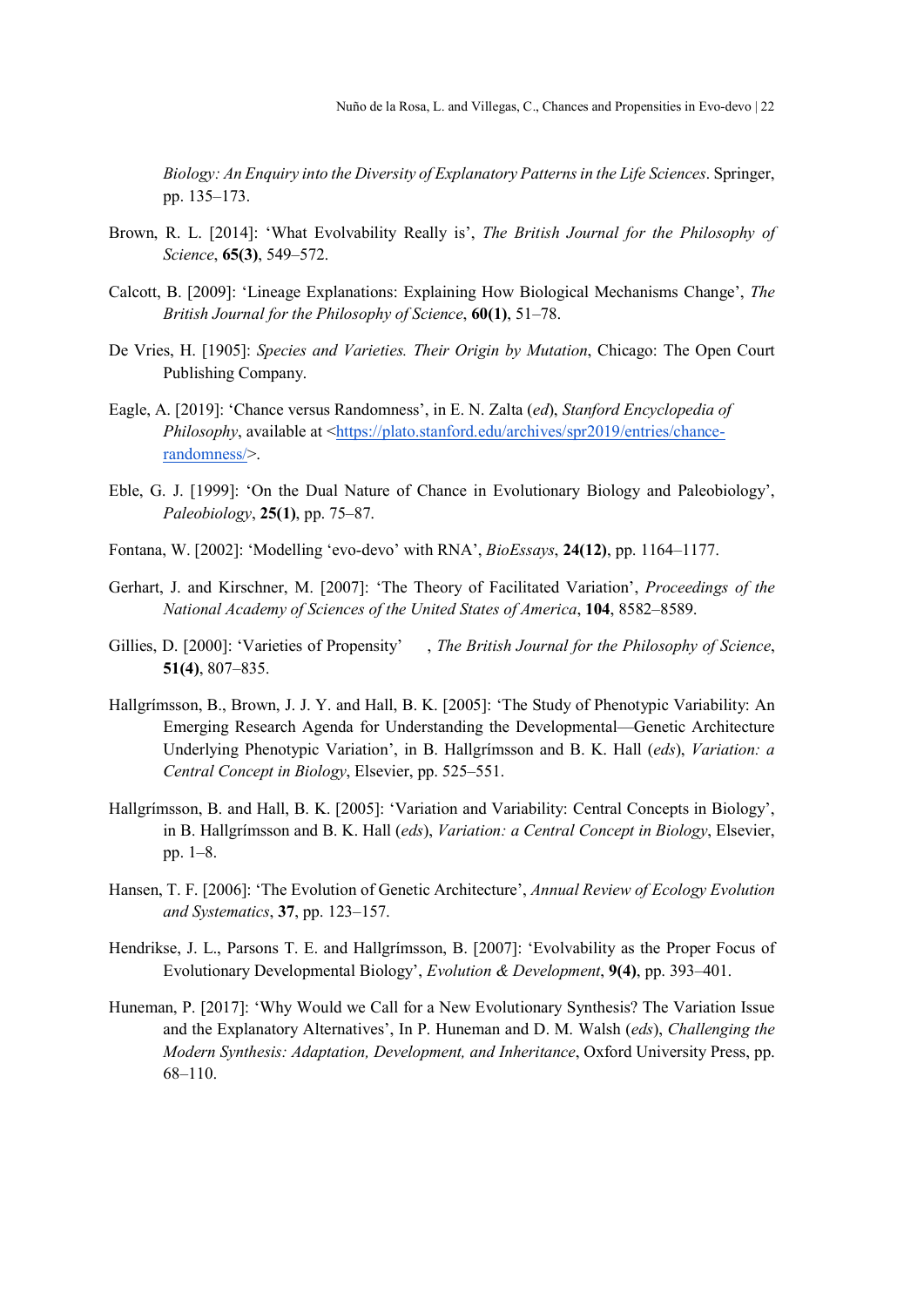*Biology: An Enquiry into the Diversity of Explanatory Patterns in the Life Sciences*. Springer, pp. 135–173.

Brown, R. L. [2014]: 'What Evolvability Really is', *The British Journal for the Philosophy of Science*, **65(3)**, 549–572.

Calcott, B. [2009]: 'Lineage Explanations: Explaining How Biological Mechanisms Change', *The British Journal for the Philosophy of Science*, **60(1)**, 51–78.

De Vries, H. [1905]: *Species and Varieties. Their Origin by Mutation*, Chicago: The Open Court Publishing Company.

Eagle, A. [2019]: 'Chance versus Randomness', in E. N. Zalta (*ed*), *Stanford Encyclopedia of Philosophy*, available at <https://plato.stanford.edu/archives/spr2019/entries/chance-randomness/>.

Eble, G. J. [1999]: 'On the Dual Nature of Chance in Evolutionary Biology and Paleobiology', *Paleobiology*, **25(1)**, pp. 75–87.

Fontana, W. [2002]: 'Modelling 'evo-devo' with RNA', *BioEssays*, **24(12)**, pp. 1164–1177.

Gerhart, J. and Kirschner, M. [2007]: 'The Theory of Facilitated Variation', *Proceedings of the National Academy of Sciences of the United States of America*, **104**, 8582–8589.

Gillies, D. [2000]: 'Varieties of Propensity' , *The British Journal for the Philosophy of Science*, **51(4)**, 807–835.

Hallgrímsson, B., Brown, J. J. Y. and Hall, B. K. [2005]: 'The Study of Phenotypic Variability: An Emerging Research Agenda for Understanding the Developmental—Genetic Architecture Underlying Phenotypic Variation', in B. Hallgrímsson and B. K. Hall (*eds*), *Variation: a Central Concept in Biology*, Elsevier, pp. 525–551.

Hallgrímsson, B. and Hall, B. K. [2005]: 'Variation and Variability: Central Concepts in Biology', in B. Hallgrímsson and B. K. Hall (*eds*), *Variation: a Central Concept in Biology*, Elsevier, pp. 1–8.

Hansen, T. F. [2006]: 'The Evolution of Genetic Architecture', *Annual Review of Ecology Evolution and Systematics*, **37**, pp. 123–157.

Hendrikse, J. L., Parsons T. E. and Hallgrímsson, B. [2007]: 'Evolvability as the Proper Focus of Evolutionary Developmental Biology', *Evolution & Development*, **9(4)**, pp. 393–401.

Huneman, P. [2017]: 'Why Would we Call for a New Evolutionary Synthesis? The Variation Issue and the Explanatory Alternatives', In P. Huneman and D. M. Walsh (*eds*), *Challenging the Modern Synthesis: Adaptation, Development, and Inheritance*, Oxford University Press, pp. 68–110.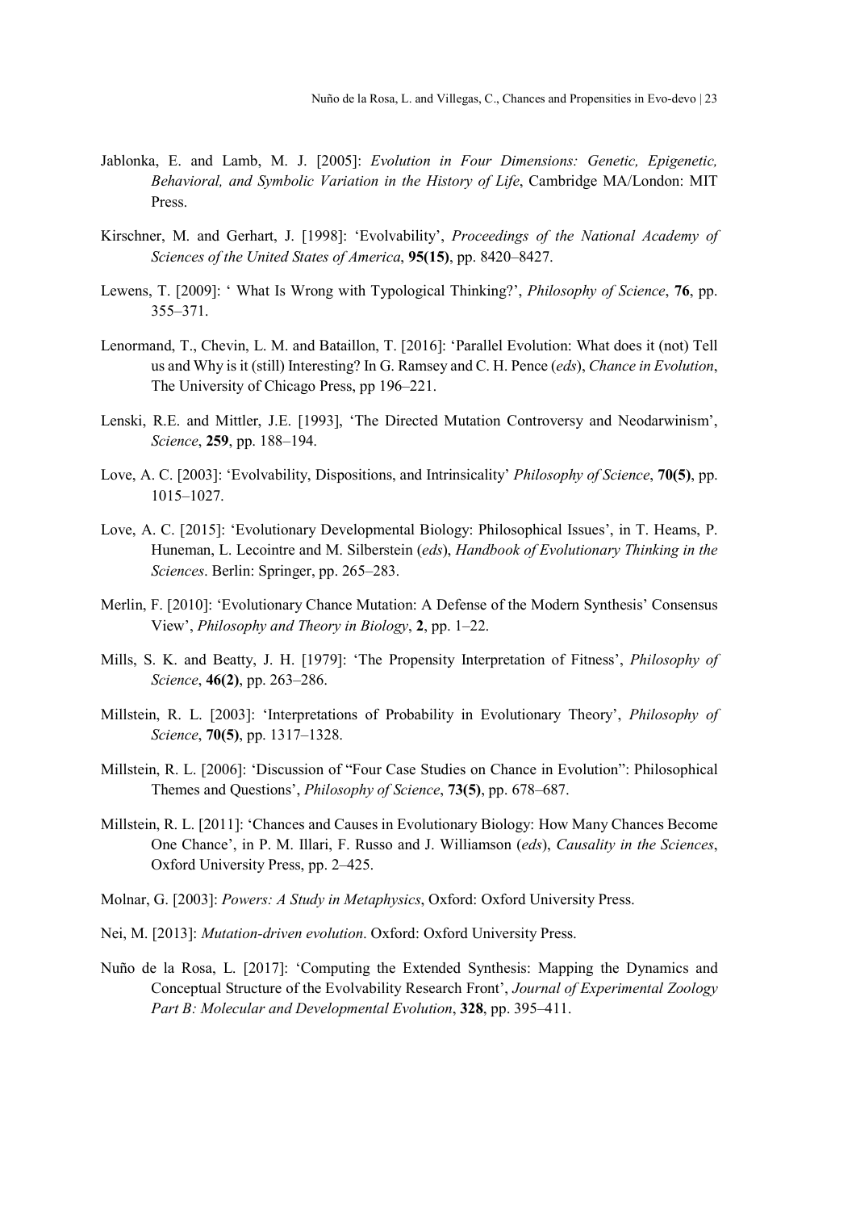Jablonka, E. and Lamb, M. J. [2005]: *Evolution in Four Dimensions: Genetic, Epigenetic, Behavioral, and Symbolic Variation in the History of Life*, Cambridge MA/London: MIT Press.

Kirschner, M. and Gerhart, J. [1998]: 'Evolvability', *Proceedings of the National Academy of Sciences of the United States of America*, **95(15)**, pp. 8420–8427.

Lewens, T. [2009]: ' What Is Wrong with Typological Thinking?', *Philosophy of Science*, **76**, pp. 355–371.

Lenormand, T., Chevin, L. M. and Bataillon, T. [2016]: 'Parallel Evolution: What does it (not) Tell us and Why is it (still) Interesting? In G. Ramsey and C. H. Pence (*eds*), *Chance in Evolution*, The University of Chicago Press, pp 196–221.

Lenski, R.E. and Mittler, J.E. [1993], 'The Directed Mutation Controversy and Neodarwinism', *Science*, **259**, pp. 188–194.

Love, A. C. [2003]: 'Evolvability, Dispositions, and Intrinsicality' *Philosophy of Science*, **70(5)**, pp. 1015–1027.

Love, A. C. [2015]: 'Evolutionary Developmental Biology: Philosophical Issues', in T. Heams, P. Huneman, L. Lecointre and M. Silberstein (*eds*), *Handbook of Evolutionary Thinking in the Sciences*. Berlin: Springer, pp. 265–283.

Merlin, F. [2010]: 'Evolutionary Chance Mutation: A Defense of the Modern Synthesis' Consensus View', *Philosophy and Theory in Biology*, **2**, pp. 1–22.

Mills, S. K. and Beatty, J. H. [1979]: 'The Propensity Interpretation of Fitness', *Philosophy of Science*, **46(2)**, pp. 263–286.

Millstein, R. L. [2003]: 'Interpretations of Probability in Evolutionary Theory', *Philosophy of Science*, **70(5)**, pp. 1317–1328.

Millstein, R. L. [2006]: 'Discussion of "Four Case Studies on Chance in Evolution": Philosophical Themes and Questions', *Philosophy of Science*, **73(5)**, pp. 678–687.

Millstein, R. L. [2011]: 'Chances and Causes in Evolutionary Biology: How Many Chances Become One Chance', in P. M. Illari, F. Russo and J. Williamson (*eds*), *Causality in the Sciences*, Oxford University Press, pp. 2–425.

Molnar, G. [2003]: *Powers: A Study in Metaphysics*, Oxford: Oxford University Press.

Nei, M. [2013]: *Mutation-driven evolution*. Oxford: Oxford University Press.

Nuño de la Rosa, L. [2017]: 'Computing the Extended Synthesis: Mapping the Dynamics and Conceptual Structure of the Evolvability Research Front', *Journal of Experimental Zoology Part B: Molecular and Developmental Evolution*, **328**, pp. 395–411.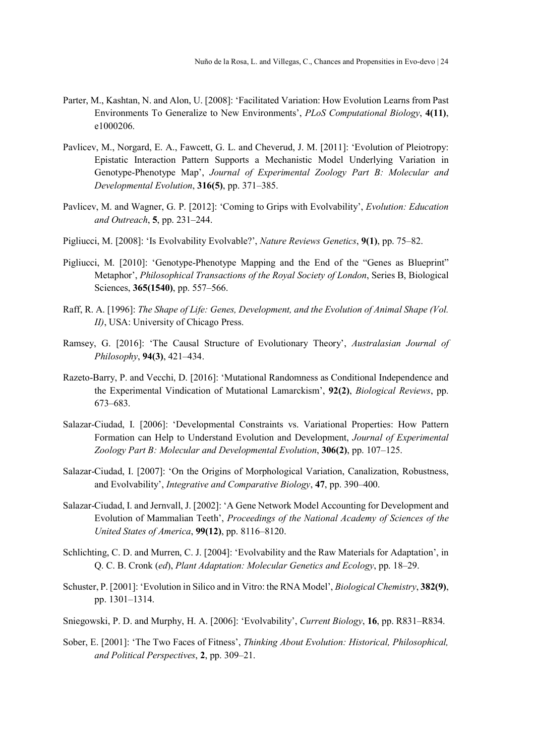Parter, M., Kashtan, N. and Alon, U. [2008]: 'Facilitated Variation: How Evolution Learns from Past Environments To Generalize to New Environments', *PLoS Computational Biology*, **4(11)**, e1000206.

Pavlicev, M., Norgard, E. A., Fawcett, G. L. and Cheverud, J. M. [2011]: 'Evolution of Pleiotropy: Epistatic Interaction Pattern Supports a Mechanistic Model Underlying Variation in Genotype-Phenotype Map', *Journal of Experimental Zoology Part B: Molecular and Developmental Evolution*, **316(5)**, pp. 371–385.

Pavlicev, M. and Wagner, G. P. [2012]: 'Coming to Grips with Evolvability', *Evolution: Education and Outreach*, **5**, pp. 231–244.

Pigliucci, M. [2008]: 'Is Evolvability Evolvable?', *Nature Reviews Genetics*, **9(1)**, pp. 75–82.

Pigliucci, M. [2010]: 'Genotype-Phenotype Mapping and the End of the "Genes as Blueprint" Metaphor', *Philosophical Transactions of the Royal Society of London*, Series B, Biological Sciences, **365(1540)**, pp. 557–566.

Raff, R. A. [1996]: *The Shape of Life: Genes, Development, and the Evolution of Animal Shape (Vol. II)*, USA: University of Chicago Press.

Ramsey, G. [2016]: 'The Causal Structure of Evolutionary Theory', *Australasian Journal of Philosophy*, **94(3)**, 421–434.

Razeto-Barry, P. and Vecchi, D. [2016]: 'Mutational Randomness as Conditional Independence and the Experimental Vindication of Mutational Lamarckism', **92(2)**, *Biological Reviews*, pp. 673–683.

Salazar-Ciudad, I. [2006]: 'Developmental Constraints vs. Variational Properties: How Pattern Formation can Help to Understand Evolution and Development, *Journal of Experimental Zoology Part B: Molecular and Developmental Evolution*, **306(2)**, pp. 107–125.

Salazar-Ciudad, I. [2007]: 'On the Origins of Morphological Variation, Canalization, Robustness, and Evolvability', *Integrative and Comparative Biology*, **47**, pp. 390–400.

Salazar-Ciudad, I. and Jernvall, J. [2002]: 'A Gene Network Model Accounting for Development and Evolution of Mammalian Teeth', *Proceedings of the National Academy of Sciences of the United States of America*, **99(12)**, pp. 8116–8120.

Schlichting, C. D. and Murren, C. J. [2004]: 'Evolvability and the Raw Materials for Adaptation', in Q. C. B. Cronk (*ed*), *Plant Adaptation: Molecular Genetics and Ecology*, pp. 18–29.

Schuster, P. [2001]: 'Evolution in Silico and in Vitro: the RNA Model', *Biological Chemistry*, **382(9)**, pp. 1301–1314.

Sniegowski, P. D. and Murphy, H. A. [2006]: 'Evolvability', *Current Biology*, **16**, pp. R831–R834.

Sober, E. [2001]: 'The Two Faces of Fitness', *Thinking About Evolution: Historical, Philosophical, and Political Perspectives*, **2**, pp. 309–21.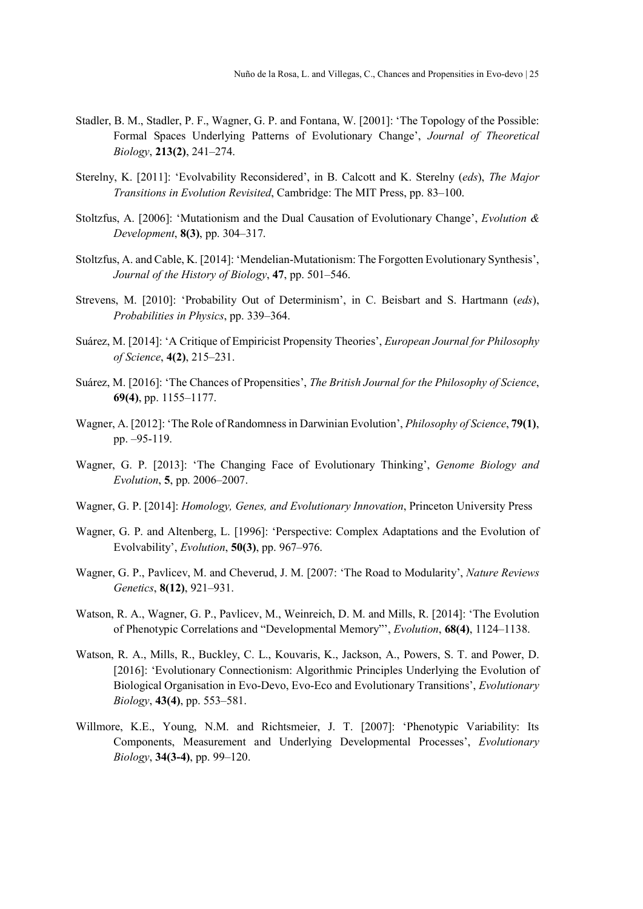Stadler, B. M., Stadler, P. F., Wagner, G. P. and Fontana, W. [2001]: 'The Topology of the Possible: Formal Spaces Underlying Patterns of Evolutionary Change', *Journal of Theoretical Biology*, **213(2)**, 241–274.

Sterelny, K. [2011]: 'Evolvability Reconsidered', in B. Calcott and K. Sterelny (*eds*), *The Major Transitions in Evolution Revisited*, Cambridge: The MIT Press, pp. 83–100.

Stoltzfus, A. [2006]: 'Mutationism and the Dual Causation of Evolutionary Change', *Evolution & Development*, **8(3)**, pp. 304–317.

Stoltzfus, A. and Cable, K. [2014]: 'Mendelian-Mutationism: The Forgotten Evolutionary Synthesis', *Journal of the History of Biology*, **47**, pp. 501–546.

Strevens, M. [2010]: 'Probability Out of Determinism', in C. Beisbart and S. Hartmann (*eds*), *Probabilities in Physics*, pp. 339–364.

Suárez, M. [2014]: 'A Critique of Empiricist Propensity Theories', *European Journal for Philosophy of Science*, **4(2)**, 215–231.

Suárez, M. [2016]: 'The Chances of Propensities', *The British Journal for the Philosophy of Science*, **69(4)**, pp. 1155–1177.

Wagner, A. [2012]: 'The Role of Randomness in Darwinian Evolution', *Philosophy of Science*, **79(1)**, pp. –95-119.

Wagner, G. P. [2013]: 'The Changing Face of Evolutionary Thinking', *Genome Biology and Evolution*, **5**, pp. 2006–2007.

Wagner, G. P. [2014]: *Homology, Genes, and Evolutionary Innovation*, Princeton University Press

Wagner, G. P. and Altenberg, L. [1996]: 'Perspective: Complex Adaptations and the Evolution of Evolvability', *Evolution*, **50(3)**, pp. 967–976.

Wagner, G. P., Pavlicev, M. and Cheverud, J. M. [2007: 'The Road to Modularity', *Nature Reviews Genetics*, **8(12)**, 921–931.

Watson, R. A., Wagner, G. P., Pavlicev, M., Weinreich, D. M. and Mills, R. [2014]: 'The Evolution of Phenotypic Correlations and "Developmental Memory"', *Evolution*, **68(4)**, 1124–1138.

Watson, R. A., Mills, R., Buckley, C. L., Kouvaris, K., Jackson, A., Powers, S. T. and Power, D. [2016]: 'Evolutionary Connectionism: Algorithmic Principles Underlying the Evolution of Biological Organisation in Evo-Devo, Evo-Eco and Evolutionary Transitions', *Evolutionary Biology*, **43(4)**, pp. 553–581.

Willmore, K.E., Young, N.M. and Richtsmeier, J. T. [2007]: 'Phenotypic Variability: Its Components, Measurement and Underlying Developmental Processes', *Evolutionary Biology*, **34(3-4)**, pp. 99–120.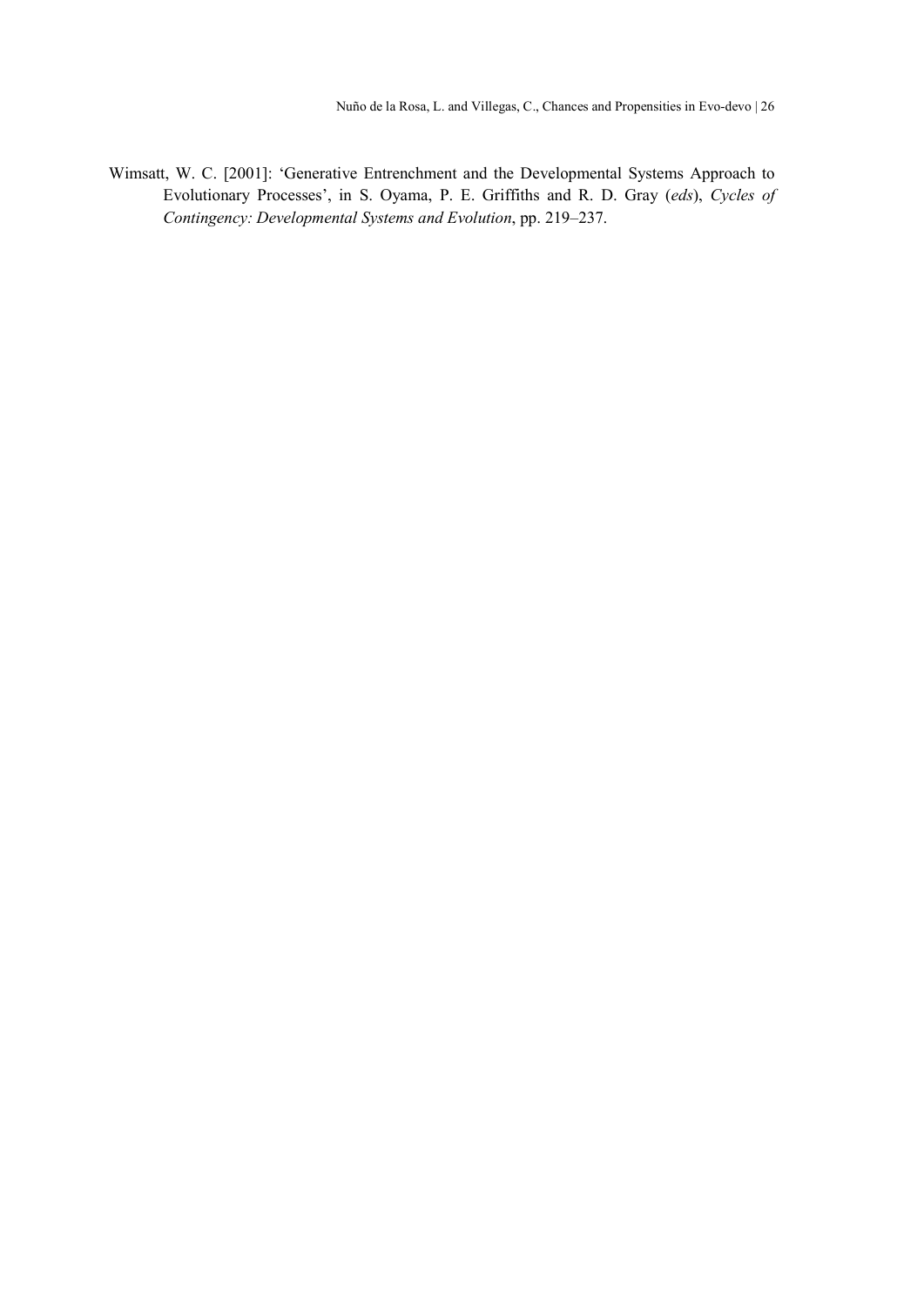Wimsatt, W. C. [2001]: 'Generative Entrenchment and the Developmental Systems Approach to Evolutionary Processes', in S. Oyama, P. E. Griffiths and R. D. Gray (*eds*), *Cycles of Contingency: Developmental Systems and Evolution*, pp. 219–237.